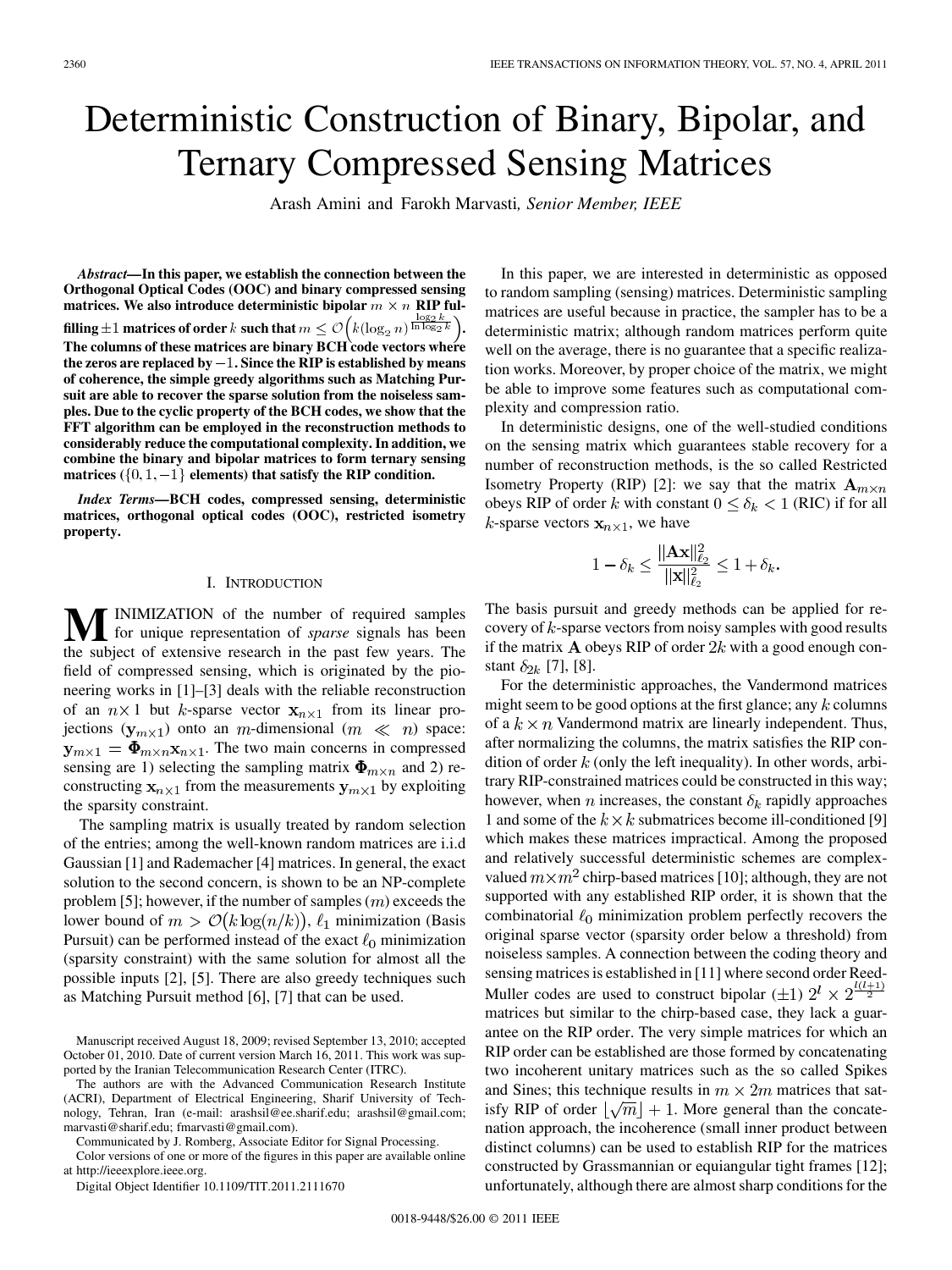# Deterministic Construction of Binary, Bipolar, and Ternary Compressed Sensing Matrices

Arash Amini and Farokh Marvasti, *Senior Member, IEEE*

***Abstract*—In this paper, we establish the connection between the Orthogonal Optical Codes (OOC) and binary compressed sensing matrices. We also introduce deterministic bipolar $m \times n$ RIP fulfilling $\pm 1$ matrices of order $k$ such that $m \leq \mathcal{O}\Big(k(\log_2 n)^{\frac{\log_2 k}{\ln \log_2 k}}\Big)$. The columns of these matrices are binary BCH code vectors where the zeros are replaced by $-1$. Since the RIP is established by means of coherence, the simple greedy algorithms such as Matching Pursuit are able to recover the sparse solution from the noiseless samples. Due to the cyclic property of the BCH codes, we show that the FFT algorithm can be employed in the reconstruction methods to considerably reduce the computational complexity. In addition, we combine the binary and bipolar matrices to form ternary sensing matrices ($\{0, 1, -1\}$ elements) that satisfy the RIP condition.**

***Index Terms*—BCH codes, compressed sensing, deterministic matrices, orthogonal optical codes (OOC), restricted isometry property.**

## I. Introduction

Minimization of the number of required samples for unique representation of *sparse* signals has been the subject of extensive research in the past few years. The field of compressed sensing, which is originated by the pioneering works in [1]–[3] deals with the reliable reconstruction of an $n \times 1$ but $k$-sparse vector $\mathbf{x}_{n\times 1}$ from its linear projections ($\mathbf{y}_{m\times 1}$) onto an $m$-dimensional ($m \ll n$) space: $\mathbf{y}_{m\times 1} = \mathbf{\Phi}_{m\times n}\mathbf{x}_{n\times 1}$. The two main concerns in compressed sensing are 1) selecting the sampling matrix $\mathbf{\Phi}_{m\times n}$ and 2) reconstructing $\mathbf{x}_{n\times 1}$ from the measurements $\mathbf{y}_{m\times 1}$ by exploiting the sparsity constraint.

The sampling matrix is usually treated by random selection of the entries; among the well-known random matrices are i.i.d Gaussian [1] and Rademacher [4] matrices. In general, the exact solution to the second concern, is shown to be an NP-complete problem [5]; however, if the number of samples ($m$) exceeds the lower bound of $m > \mathcal{O}\big(k\log(n/k)\big)$, $\ell_1$ minimization (Basis Pursuit) can be performed instead of the exact $\ell_0$ minimization (sparsity constraint) with the same solution for almost all the possible inputs [2], [5]. There are also greedy techniques such as Matching Pursuit method [6], [7] that can be used.

In this paper, we are interested in deterministic as opposed to random sampling (sensing) matrices. Deterministic sampling matrices are useful because in practice, the sampler has to be a deterministic matrix; although random matrices perform quite well on the average, there is no guarantee that a specific realization works. Moreover, by proper choice of the matrix, we might be able to improve some features such as computational complexity and compression ratio.

In deterministic designs, one of the well-studied conditions on the sensing matrix which guarantees stable recovery for a number of reconstruction methods, is the so called Restricted Isometry Property (RIP) [2]: we say that the matrix $\mathbf{A}_{m\times n}$ obeys RIP of order $k$ with constant $0 \leq \delta_k < 1$ (RIC) if for all $k$-sparse vectors $\mathbf{x}_{n\times 1}$, we have

$$1 - \delta_k \leq \frac{\|\mathbf{A}\mathbf{x}\|_{\ell_2}^2}{\|\mathbf{x}\|_{\ell_2}^2} \leq 1 + \delta_k.$$

The basis pursuit and greedy methods can be applied for recovery of $k$-sparse vectors from noisy samples with good results if the matrix $\mathbf{A}$ obeys RIP of order $2k$ with a good enough constant $\delta_{2k}$ [7], [8].

For the deterministic approaches, the Vandermond matrices might seem to be good options at the first glance; any $k$ columns of a $k \times n$ Vandermond matrix are linearly independent. Thus, after normalizing the columns, the matrix satisfies the RIP condition of order $k$ (only the left inequality). In other words, arbitrary RIP-constrained matrices could be constructed in this way; however, when $n$ increases, the constant $\delta_k$ rapidly approaches 1 and some of the $k \times k$ submatrices become ill-conditioned [9] which makes these matrices impractical. Among the proposed and relatively successful deterministic schemes are complex-valued $m \times m^2$ chirp-based matrices [10]; although, they are not supported with any established RIP order, it is shown that the combinatorial $\ell_0$ minimization problem perfectly recovers the original sparse vector (sparsity order below a threshold) from noiseless samples. A connection between the coding theory and sensing matrices is established in [11] where second order Reed-Muller codes are used to construct bipolar ($\pm 1$) $2^l \times 2^{\frac{l(l+1)}{2}}$ matrices but similar to the chirp-based case, they lack a guarantee on the RIP order. The very simple matrices for which an RIP order can be established are those formed by concatenating two incoherent unitary matrices such as the so called Spikes and Sines; this technique results in $m \times 2m$ matrices that satisfy RIP of order $\lfloor\sqrt{m}\rfloor + 1$. More general than the concatenation approach, the incoherence (small inner product between distinct columns) can be used to establish RIP for the matrices constructed by Grassmannian or equiangular tight frames [12]; unfortunately, although there are almost sharp conditions for the

---

Manuscript received August 18, 2009; revised September 13, 2010; accepted October 01, 2010. Date of current version March 16, 2011. This work was supported by the Iranian Telecommunication Research Center (ITRC).

The authors are with the Advanced Communication Research Institute (ACRI), Department of Electrical Engineering, Sharif University of Technology, Tehran, Iran (e-mail: arashsil@ee.sharif.edu; arashsil@gmail.com; marvasti@sharif.edu; fmarvasti@gmail.com).

Communicated by J. Romberg, Associate Editor for Signal Processing.

Color versions of one or more of the figures in this paper are available online at http://ieeexplore.ieee.org.

Digital Object Identifier 10.1109/TIT.2011.2111670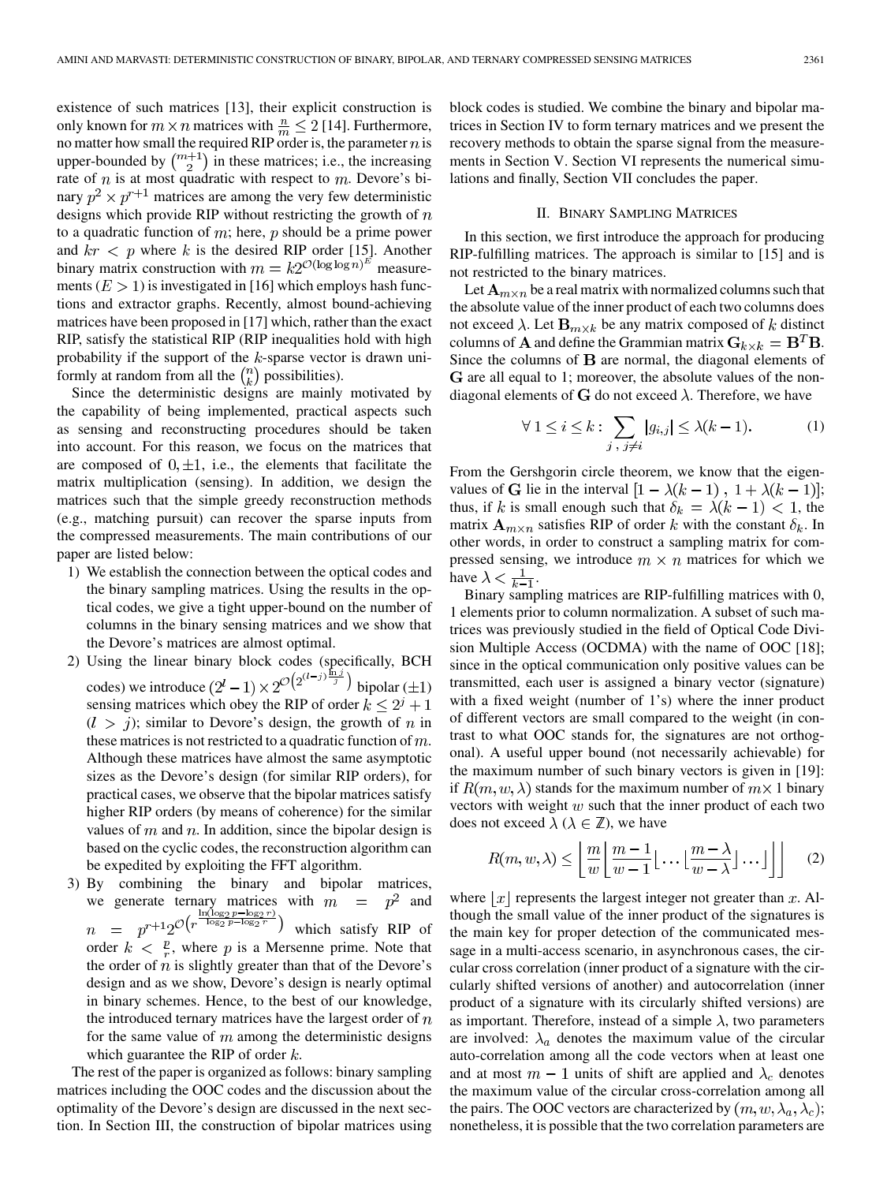existence of such matrices [13], their explicit construction is only known for $m \times n$ matrices with $\frac{n}{m} \leq 2$ [14]. Furthermore, no matter how small the required RIP order is, the parameter $n$ is upper-bounded by $\binom{m+1}{2}$ in these matrices; i.e., the increasing rate of $n$ is at most quadratic with respect to $m$. Devore's binary $p^2 \times p^{r+1}$ matrices are among the very few deterministic designs which provide RIP without restricting the growth of $n$ to a quadratic function of $m$; here, $p$ should be a prime power and $kr < p$ where $k$ is the desired RIP order [15]. Another binary matrix construction with $m = k2^{\mathcal{O}(\log\log n)^E}$ measurements ($E > 1$) is investigated in [16] which employs hash functions and extractor graphs. Recently, almost bound-achieving matrices have been proposed in [17] which, rather than the exact RIP, satisfy the statistical RIP (RIP inequalities hold with high probability if the support of the $k$-sparse vector is drawn uniformly at random from all the $\binom{n}{k}$ possibilities).

Since the deterministic designs are mainly motivated by the capability of being implemented, practical aspects such as sensing and reconstructing procedures should be taken into account. For this reason, we focus on the matrices that are composed of $0, \pm 1$, i.e., the elements that facilitate the matrix multiplication (sensing). In addition, we design the matrices such that the simple greedy reconstruction methods (e.g., matching pursuit) can recover the sparse inputs from the compressed measurements. The main contributions of our paper are listed below:

1) We establish the connection between the optical codes and the binary sampling matrices. Using the results in the optical codes, we give a tight upper-bound on the number of columns in the binary sensing matrices and we show that the Devore's matrices are almost optimal.
2) Using the linear binary block codes (specifically, BCH codes) we introduce $(2^l - 1) \times 2^{\mathcal{O}\left(2^{(l-j)\frac{\ln j}{j}}\right)}$ bipolar ($\pm 1$) sensing matrices which obey the RIP of order $k \leq 2^j + 1$ ($l > j$); similar to Devore's design, the growth of $n$ in these matrices is not restricted to a quadratic function of $m$. Although these matrices have almost the same asymptotic sizes as the Devore's design (for similar RIP orders), for practical cases, we observe that the bipolar matrices satisfy higher RIP orders (by means of coherence) for the similar values of $m$ and $n$. In addition, since the bipolar design is based on the cyclic codes, the reconstruction algorithm can be expedited by exploiting the FFT algorithm.
3) By combining the binary and bipolar matrices, we generate ternary matrices with $m = p^2$ and $n = p^{r+1}2^{\mathcal{O}\left(r^{\frac{\ln(\log_2 p - \log_2 r)}{\log_2 p - \log_2 r}}\right)}$ which satisfy RIP of order $k < \frac{p}{r}$, where $p$ is a Mersenne prime. Note that the order of $n$ is slightly greater than that of the Devore's design and as we show, Devore's design is nearly optimal in binary schemes. Hence, to the best of our knowledge, the introduced ternary matrices have the largest order of $n$ for the same value of $m$ among the deterministic designs which guarantee the RIP of order $k$.

The rest of the paper is organized as follows: binary sampling matrices including the OOC codes and the discussion about the optimality of the Devore's design are discussed in the next section. In Section III, the construction of bipolar matrices using block codes is studied. We combine the binary and bipolar matrices in Section IV to form ternary matrices and we present the recovery methods to obtain the sparse signal from the measurements in Section V. Section VI represents the numerical simulations and finally, Section VII concludes the paper.

## II. Binary Sampling Matrices

In this section, we first introduce the approach for producing RIP-fulfilling matrices. The approach is similar to [15] and is not restricted to the binary matrices.

Let $\mathbf{A}_{m\times n}$ be a real matrix with normalized columns such that the absolute value of the inner product of each two columns does not exceed $\lambda$. Let $\mathbf{B}_{m\times k}$ be any matrix composed of $k$ distinct columns of $\mathbf{A}$ and define the Grammian matrix $\mathbf{G}_{k\times k} = \mathbf{B}^T\mathbf{B}$. Since the columns of $\mathbf{B}$ are normal, the diagonal elements of $\mathbf{G}$ are all equal to 1; moreover, the absolute values of the nondiagonal elements of $\mathbf{G}$ do not exceed $\lambda$. Therefore, we have

$$\forall\, 1 \leq i \leq k: \sum_{j\,,\, j\neq i} |g_{i,j}| \leq \lambda(k-1). \tag{1}$$

From the Gershgorin circle theorem, we know that the eigenvalues of $\mathbf{G}$ lie in the interval $[1 - \lambda(k-1)\,,\, 1 + \lambda(k-1)]$; thus, if $k$ is small enough such that $\delta_k = \lambda(k-1) < 1$, the matrix $\mathbf{A}_{m\times n}$ satisfies RIP of order $k$ with the constant $\delta_k$. In other words, in order to construct a sampling matrix for compressed sensing, we introduce $m \times n$ matrices for which we have $\lambda < \frac{1}{k-1}$.

Binary sampling matrices are RIP-fulfilling matrices with 0, 1 elements prior to column normalization. A subset of such matrices was previously studied in the field of Optical Code Division Multiple Access (OCDMA) with the name of OOC [18]; since in the optical communication only positive values can be transmitted, each user is assigned a binary vector (signature) with a fixed weight (number of 1's) where the inner product of different vectors are small compared to the weight (in contrast to what OOC stands for, the signatures are not orthogonal). A useful upper bound (not necessarily achievable) for the maximum number of such binary vectors is given in [19]: if $R(m, w, \lambda)$ stands for the maximum number of $m\times 1$ binary vectors with weight $w$ such that the inner product of each two does not exceed $\lambda$ ($\lambda \in \mathbb{Z}$), we have

$$R(m, w, \lambda) \leq \left\lfloor \frac{m}{w} \left\lfloor \frac{m-1}{w-1} \left\lfloor \cdots \left\lfloor \frac{m-\lambda}{w-\lambda} \right\rfloor \cdots \right\rfloor \right\rfloor \right\rfloor \tag{2}$$

where $\lfloor x \rfloor$ represents the largest integer not greater than $x$. Although the small value of the inner product of the signatures is the main key for proper detection of the communicated message in a multi-access scenario, in asynchronous cases, the circular cross correlation (inner product of a signature with the circularly shifted versions of another) and autocorrelation (inner product of a signature with its circularly shifted versions) are as important. Therefore, instead of a simple $\lambda$, two parameters are involved: $\lambda_a$ denotes the maximum value of the circular auto-correlation among all the code vectors when at least one and at most $m-1$ units of shift are applied and $\lambda_c$ denotes the maximum value of the circular cross-correlation among all the pairs. The OOC vectors are characterized by $(m, w, \lambda_a, \lambda_c)$; nonetheless, it is possible that the two correlation parameters are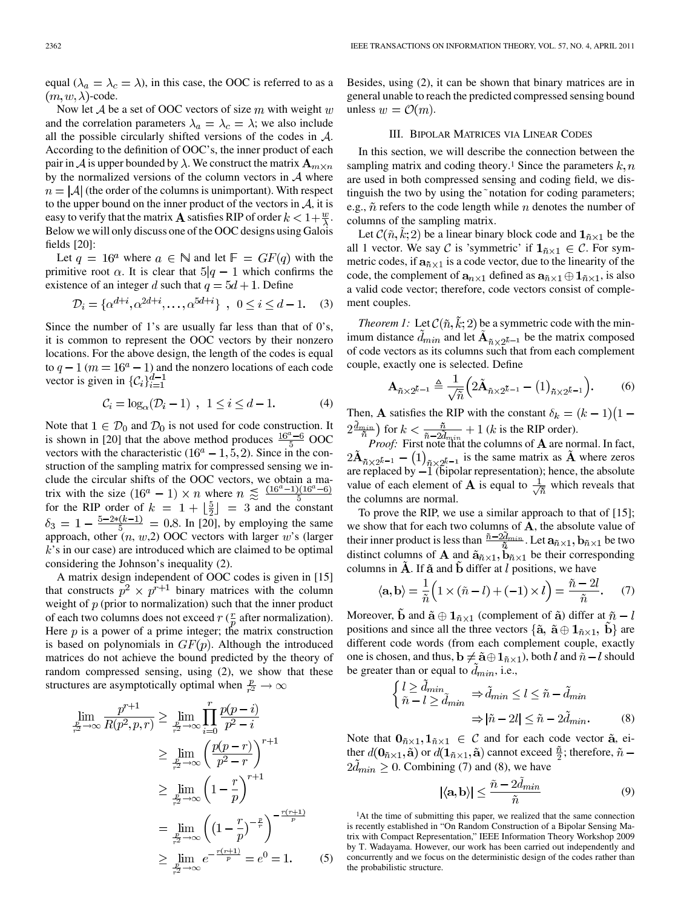equal ($\lambda_a = \lambda_c = \lambda$), in this case, the OOC is referred to as a $(m, w, \lambda)$-code.

Now let $\mathcal{A}$ be a set of OOC vectors of size $m$ with weight $w$ and the correlation parameters $\lambda_a = \lambda_c = \lambda$; we also include all the possible circularly shifted versions of the codes in $\mathcal{A}$. According to the definition of OOC's, the inner product of each pair in $\mathcal{A}$ is upper bounded by $\lambda$. We construct the matrix $\mathbf{A}_{m \times n}$ by the normalized versions of the column vectors in $\mathcal{A}$ where $n = |\mathcal{A}|$ (the order of the columns is unimportant). With respect to the upper bound on the inner product of the vectors in $\mathcal{A}$, it is easy to verify that the matrix $\mathbf{A}$ satisfies RIP of order $k < 1 + \frac{w}{\lambda}$. Below we will only discuss one of the OOC designs using Galois fields [20]:

Let $q = 16^a$ where $a \in \mathbb{N}$ and let $\mathbb{F} = GF(q)$ with the primitive root $\alpha$. It is clear that $5 | q - 1$ which confirms the existence of an integer $d$ such that $q = 5d + 1$. Define

$$\mathcal{D}_i = \{\alpha^{d+i}, \alpha^{2d+i}, \ldots, \alpha^{5d+i}\} \ , \ 0 \leq i \leq d - 1. \quad (3)$$

Since the number of 1's are usually far less than that of 0's, it is common to represent the OOC vectors by their nonzero locations. For the above design, the length of the codes is equal to $q - 1$ ($m = 16^a - 1$) and the nonzero locations of each code vector is given in $\{\mathcal{C}_i\}_{i=1}^{d-1}$

$$\mathcal{C}_i = \log_\alpha(\mathcal{D}_i - 1) \ , \ 1 \leq i \leq d - 1. \quad (4)$$

Note that $1 \in \mathcal{D}_0$ and $\mathcal{D}_0$ is not used for code construction. It is shown in [20] that the above method produces $\frac{16^a - 6}{5}$ OOC vectors with the characteristic $(16^a - 1, 5, 2)$. Since in the construction of the sampling matrix for compressed sensing we include the circular shifts of the OOC vectors, we obtain a matrix with the size $(16^a - 1) \times n$ where $n \lesssim \frac{(16^a - 1)(16^a - 6)}{5}$ for the RIP order of $k = 1 + \lfloor \frac{5}{2} \rfloor = 3$ and the constant $\delta_3 = 1 - \frac{5 - 2*(k-1)}{5} = 0.8$. In [20], by employing the same approach, other $(n, w, 2)$ OOC vectors with larger $w$'s (larger $k$'s in our case) are introduced which are claimed to be optimal considering the Johnson's inequality (2).

A matrix design independent of OOC codes is given in [15] that constructs $p^2 \times p^{r+1}$ binary matrices with the column weight of $p$ (prior to normalization) such that the inner product of each two columns does not exceed $r$ ($\frac{r}{p}$ after normalization). Here $p$ is a power of a prime integer; the matrix construction is based on polynomials in $GF(p)$. Although the introduced matrices do not achieve the bound predicted by the theory of random compressed sensing, using (2), we show that these structures are asymptotically optimal when $\frac{p}{r^2} \to \infty$

$$\begin{aligned}
\lim_{\frac{p}{r^2} \to \infty} \frac{p^{r+1}}{R(p^2, p, r)} &\geq \lim_{\frac{p}{r^2} \to \infty} \prod_{i=0}^{r} \frac{p(p-i)}{p^2 - i} \\
&\geq \lim_{\frac{p}{r^2} \to \infty} \left( \frac{p(p-r)}{p^2 - r} \right)^{r+1} \\
&\geq \lim_{\frac{p}{r^2} \to \infty} \left( 1 - \frac{r}{p} \right)^{r+1} \\
&= \lim_{\frac{p}{r^2} \to \infty} \left( \left( 1 - \frac{r}{p} \right)^{-\frac{p}{r}} \right)^{-\frac{r(r+1)}{p}} \\
&\geq \lim_{\frac{p}{r^2} \to \infty} e^{-\frac{r(r+1)}{p}} = e^0 = 1. \quad (5)
\end{aligned}$$

Besides, using (2), it can be shown that binary matrices are in general unable to reach the predicted compressed sensing bound unless $w = \mathcal{O}(m)$.

## III. Bipolar Matrices via Linear Codes

In this section, we will describe the connection between the sampling matrix and coding theory.[1] Since the parameters $k, n$ are used in both compressed sensing and coding field, we distinguish the two by using the $\tilde{}$ notation for coding parameters; e.g., $\tilde{n}$ refers to the code length while $n$ denotes the number of columns of the sampling matrix.

Let $\mathcal{C}(\tilde{n}, \tilde{k}; 2)$ be a linear binary block code and $\mathbf{1}_{\tilde{n} \times 1}$ be the all 1 vector. We say $\mathcal{C}$ is 'symmetric' if $\mathbf{1}_{\tilde{n} \times 1} \in \mathcal{C}$. For symmetric codes, if $\mathbf{a}_{\tilde{n} \times 1}$ is a code vector, due to the linearity of the code, the complement of $\mathbf{a}_{n \times 1}$ defined as $\mathbf{a}_{\tilde{n} \times 1} \oplus \mathbf{1}_{\tilde{n} \times 1}$, is also a valid code vector; therefore, code vectors consist of complement couples.

*Theorem 1:* Let $\mathcal{C}(\tilde{n}, \tilde{k}; 2)$ be a symmetric code with the minimum distance $\tilde{d}_{min}$ and let $\tilde{\mathbf{A}}_{\tilde{n} \times 2^{\tilde{k}-1}}$ be the matrix composed of code vectors as its columns such that from each complement couple, exactly one is selected. Define

$$\mathbf{A}_{\tilde{n} \times 2^{\tilde{k}-1}} \triangleq \frac{1}{\sqrt{\tilde{n}}} \Big( 2\tilde{\mathbf{A}}_{\tilde{n} \times 2^{\tilde{k}-1}} - \big(1\big)_{\tilde{n} \times 2^{\tilde{k}-1}} \Big). \quad (6)$$

Then, $\mathbf{A}$ satisfies the RIP with the constant $\delta_k = (k-1)\big(1 - 2\frac{\tilde{d}_{min}}{\tilde{n}}\big)$ for $k < \frac{\tilde{n}}{\tilde{n} - 2\tilde{d}_{min}} + 1$ ($k$ is the RIP order).

*Proof:* First note that the columns of $\mathbf{A}$ are normal. In fact, $2\tilde{\mathbf{A}}_{\tilde{n} \times 2^{\tilde{k}-1}} - \big(1\big)_{\tilde{n} \times 2^{\tilde{k}-1}}$ is the same matrix as $\tilde{\mathbf{A}}$ where zeros are replaced by $-1$ (bipolar representation); hence, the absolute value of each element of $\mathbf{A}$ is equal to $\frac{1}{\sqrt{\tilde{n}}}$ which reveals that the columns are normal.

To prove the RIP, we use a similar approach to that of [15]; we show that for each two columns of $\mathbf{A}$, the absolute value of their inner product is less than $\frac{\tilde{n} - 2\tilde{d}_{min}}{\tilde{n}}$. Let $\mathbf{a}_{\tilde{n} \times 1}, \mathbf{b}_{\tilde{n} \times 1}$ be two distinct columns of $\mathbf{A}$ and $\tilde{\mathbf{a}}_{\tilde{n} \times 1}, \tilde{\mathbf{b}}_{\tilde{n} \times 1}$ be their corresponding columns in $\tilde{\mathbf{A}}$. If $\tilde{\mathbf{a}}$ and $\tilde{\mathbf{b}}$ differ at $l$ positions, we have

$$\langle \mathbf{a}, \mathbf{b} \rangle = \frac{1}{\tilde{n}} \Big( 1 \times (\tilde{n} - l) + (-1) \times l \Big) = \frac{\tilde{n} - 2l}{\tilde{n}}. \quad (7)$$

Moreover, $\tilde{\mathbf{b}}$ and $\tilde{\mathbf{a}} \oplus \mathbf{1}_{\tilde{n} \times 1}$ (complement of $\tilde{\mathbf{a}}$) differ at $\tilde{n} - l$ positions and since all the three vectors $\{\tilde{\mathbf{a}}, \ \tilde{\mathbf{a}} \oplus \mathbf{1}_{\tilde{n} \times 1}, \ \tilde{\mathbf{b}}\}$ are different code words (from each complement couple, exactly one is chosen, and thus, $\mathbf{b} \neq \tilde{\mathbf{a}} \oplus \mathbf{1}_{\tilde{n} \times 1}$), both $l$ and $\tilde{n} - l$ should be greater than or equal to $\tilde{d}_{min}$, i.e.,

$$\begin{cases} l \geq \tilde{d}_{min} \\ \tilde{n} - l \geq \tilde{d}_{min} \end{cases} \Rightarrow \tilde{d}_{min} \leq l \leq \tilde{n} - \tilde{d}_{min} \\
\Rightarrow |\tilde{n} - 2l| \leq \tilde{n} - 2\tilde{d}_{min}. \quad (8)$$

Note that $\mathbf{0}_{\tilde{n} \times 1}, \mathbf{1}_{\tilde{n} \times 1} \in \mathcal{C}$ and for each code vector $\tilde{\mathbf{a}}$, either $d(\mathbf{0}_{\tilde{n} \times 1}, \tilde{\mathbf{a}})$ or $d(\mathbf{1}_{\tilde{n} \times 1}, \tilde{\mathbf{a}})$ cannot exceed $\frac{\tilde{n}}{2}$; therefore, $\tilde{n} - 2\tilde{d}_{min} \geq 0$. Combining (7) and (8), we have

$$|\langle \mathbf{a}, \mathbf{b} \rangle| \leq \frac{\tilde{n} - 2\tilde{d}_{min}}{\tilde{n}} \quad (9)$$

[1] At the time of submitting this paper, we realized that the same connection is recently established in "On Random Construction of a Bipolar Sensing Matrix with Compact Representation," IEEE Information Theory Workshop 2009 by T. Wadayama. However, our work has been carried out independently and concurrently and we focus on the deterministic design of the codes rather than the probabilistic structure.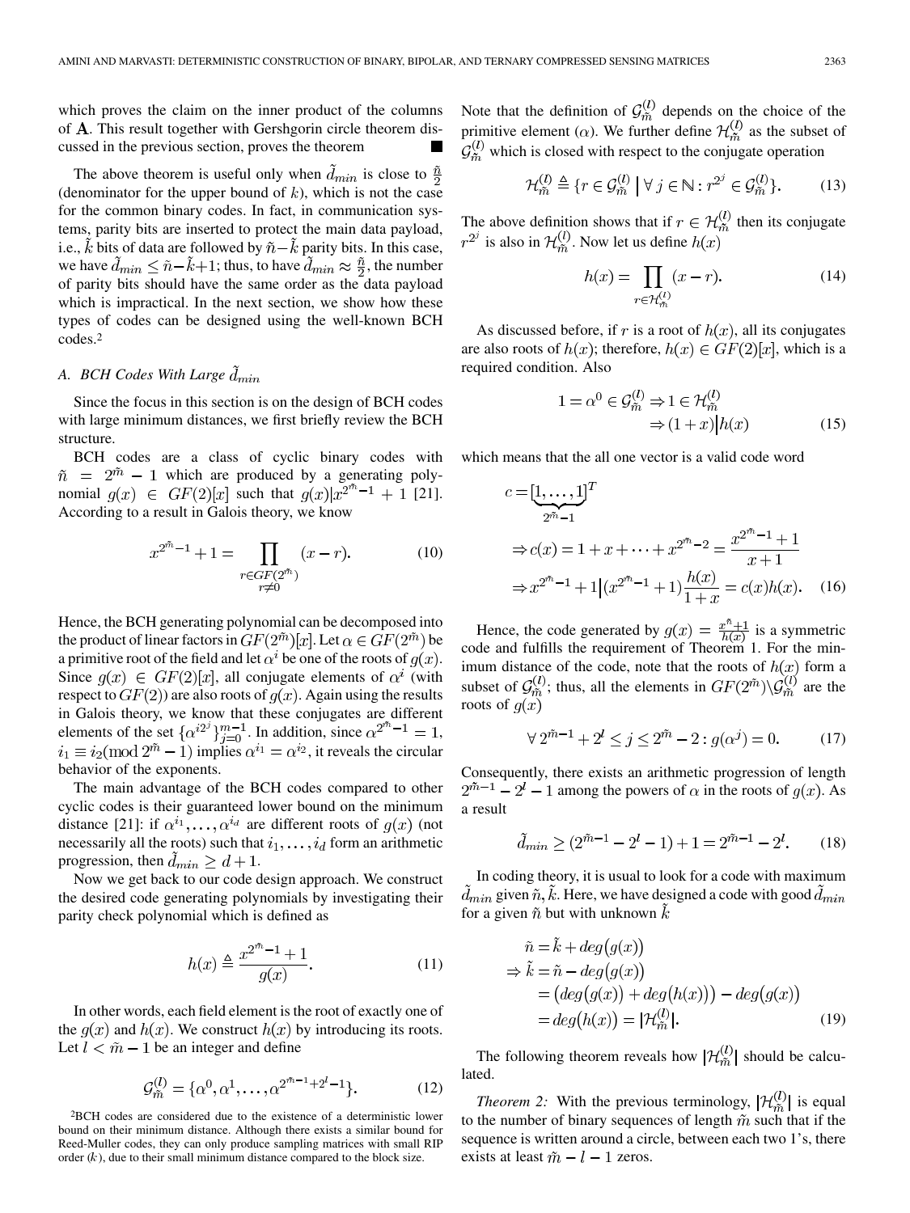which proves the claim on the inner product of the columns of $\mathbf{A}$. This result together with Gershgorin circle theorem discussed in the previous section, proves the theorem ∎

The above theorem is useful only when $\tilde{d}_{min}$ is close to $\frac{\tilde{n}}{2}$ (denominator for the upper bound of $k$), which is not the case for the common binary codes. In fact, in communication systems, parity bits are inserted to protect the main data payload, i.e., $\tilde{k}$ bits of data are followed by $\tilde{n}-\tilde{k}$ parity bits. In this case, we have $\tilde{d}_{min} \leq \tilde{n}-\tilde{k}+1$; thus, to have $\tilde{d}_{min} \approx \frac{\tilde{n}}{2}$, the number of parity bits should have the same order as the data payload which is impractical. In the next section, we show how these types of codes can be designed using the well-known BCH codes.[2]

### A. BCH Codes With Large $\tilde{d}_{min}$

Since the focus in this section is on the design of BCH codes with large minimum distances, we first briefly review the BCH structure.

BCH codes are a class of cyclic binary codes with $\tilde{n} = 2^{\tilde{m}} - 1$ which are produced by a generating polynomial $g(x) \in GF(2)[x]$ such that $g(x) | x^{2^{\tilde{m}}-1} + 1$ [21]. According to a result in Galois theory, we know

$$x^{2^{\tilde{m}}-1} + 1 = \prod_{\substack{r \in GF(2^{\tilde{m}}) \\ r \neq 0}} (x - r). \tag{10}$$

Hence, the BCH generating polynomial can be decomposed into the product of linear factors in $GF(2^{\tilde{m}})[x]$. Let $\alpha \in GF(2^{\tilde{m}})$ be a primitive root of the field and let $\alpha^i$ be one of the roots of $g(x)$. Since $g(x) \in GF(2)[x]$, all conjugate elements of $\alpha^i$ (with respect to $GF(2)$) are also roots of $g(x)$. Again using the results in Galois theory, we know that these conjugates are different elements of the set $\{\alpha^{i2^j}\}_{j=0}^{m-1}$. In addition, since $\alpha^{2^{\tilde{m}}-1} = 1$, $i_1 \equiv i_2 (\bmod\ 2^{\tilde{m}} - 1)$ implies $\alpha^{i_1} = \alpha^{i_2}$, it reveals the circular behavior of the exponents.

The main advantage of the BCH codes compared to other cyclic codes is their guaranteed lower bound on the minimum distance [21]: if $\alpha^{i_1}, \ldots, \alpha^{i_d}$ are different roots of $g(x)$ (not necessarily all the roots) such that $i_1, \ldots, i_d$ form an arithmetic progression, then $\tilde{d}_{min} \geq d + 1$.

Now we get back to our code design approach. We construct the desired code generating polynomials by investigating their parity check polynomial which is defined as

$$h(x) \triangleq \frac{x^{2^{\tilde{m}}-1} + 1}{g(x)}. \tag{11}$$

In other words, each field element is the root of exactly one of the $g(x)$ and $h(x)$. We construct $h(x)$ by introducing its roots. Let $l < \tilde{m} - 1$ be an integer and define

$$\mathcal{G}_{\tilde{m}}^{(l)} = \{\alpha^0, \alpha^1, \ldots, \alpha^{2^{\tilde{m}-1}+2^l-1}\}. \tag{12}$$

Note that the definition of $\mathcal{G}_{\tilde{m}}^{(l)}$ depends on the choice of the primitive element ($\alpha$). We further define $\mathcal{H}_{\tilde{m}}^{(l)}$ as the subset of $\mathcal{G}_{\tilde{m}}^{(l)}$ which is closed with respect to the conjugate operation

$$\mathcal{H}_{\tilde{m}}^{(l)} \triangleq \{r \in \mathcal{G}_{\tilde{m}}^{(l)} \mid \forall j \in \mathbb{N} : r^{2^j} \in \mathcal{G}_{\tilde{m}}^{(l)}\}. \tag{13}$$

The above definition shows that if $r \in \mathcal{H}_{\tilde{m}}^{(l)}$ then its conjugate $r^{2^j}$ is also in $\mathcal{H}_{\tilde{m}}^{(l)}$. Now let us define $h(x)$

$$h(x) = \prod_{r \in \mathcal{H}_{\tilde{m}}^{(l)}} (x - r). \tag{14}$$

As discussed before, if $r$ is a root of $h(x)$, all its conjugates are also roots of $h(x)$; therefore, $h(x) \in GF(2)[x]$, which is a required condition. Also

$$\begin{aligned} 1 = \alpha^0 \in \mathcal{G}_{\tilde{m}}^{(l)} &\Rightarrow 1 \in \mathcal{H}_{\tilde{m}}^{(l)} \\ &\Rightarrow (1 + x) \big| h(x) \end{aligned} \tag{15}$$

which means that the all one vector is a valid code word

$$\begin{aligned} c &= [\underbrace{1, \ldots, 1}_{2^{\tilde{m}}-1}]^T \\ &\Rightarrow c(x) = 1 + x + \cdots + x^{2^{\tilde{m}}-2} = \frac{x^{2^{\tilde{m}}-1} + 1}{x + 1} \\ &\Rightarrow x^{2^{\tilde{m}}-1} + 1 \big| (x^{2^{\tilde{m}}-1} + 1) \frac{h(x)}{1 + x} = c(x) h(x). \end{aligned} \tag{16}$$

Hence, the code generated by $g(x) = \frac{x^{\tilde{n}}+1}{h(x)}$ is a symmetric code and fulfills the requirement of Theorem 1. For the minimum distance of the code, note that the roots of $h(x)$ form a subset of $\mathcal{G}_{\tilde{m}}^{(l)}$; thus, all the elements in $GF(2^{\tilde{m}}) \backslash \mathcal{G}_{\tilde{m}}^{(l)}$ are the roots of $g(x)$

$$\forall\, 2^{\tilde{m}-1} + 2^l \leq j \leq 2^{\tilde{m}} - 2 : g(\alpha^j) = 0. \tag{17}$$

Consequently, there exists an arithmetic progression of length $2^{\tilde{m}-1} - 2^l - 1$ among the powers of $\alpha$ in the roots of $g(x)$. As a result

$$\tilde{d}_{min} \geq (2^{\tilde{m}-1} - 2^l - 1) + 1 = 2^{\tilde{m}-1} - 2^l. \tag{18}$$

In coding theory, it is usual to look for a code with maximum $\tilde{d}_{min}$ given $\tilde{n}, \tilde{k}$. Here, we have designed a code with good $\tilde{d}_{min}$ for a given $\tilde{n}$ but with unknown $\tilde{k}$

$$\begin{aligned} \tilde{n} &= \tilde{k} + deg\big(g(x)\big) \\ \Rightarrow \tilde{k} &= \tilde{n} - deg\big(g(x)\big) \\ &= \big(deg\big(g(x)\big) + deg\big(h(x)\big)\big) - deg\big(g(x)\big) \\ &= deg\big(h(x)\big) = |\mathcal{H}_{\tilde{m}}^{(l)}|. \end{aligned} \tag{19}$$

The following theorem reveals how $|\mathcal{H}_{\tilde{m}}^{(l)}|$ should be calculated.

*Theorem 2:* With the previous terminology, $|\mathcal{H}_{\tilde{m}}^{(l)}|$ is equal to the number of binary sequences of length $\tilde{m}$ such that if the sequence is written around a circle, between each two 1's, there exists at least $\tilde{m} - l - 1$ zeros.

[2]BCH codes are considered due to the existence of a deterministic lower bound on their minimum distance. Although there exists a similar bound for Reed-Muller codes, they can only produce sampling matrices with small RIP order ($k$), due to their small minimum distance compared to the block size.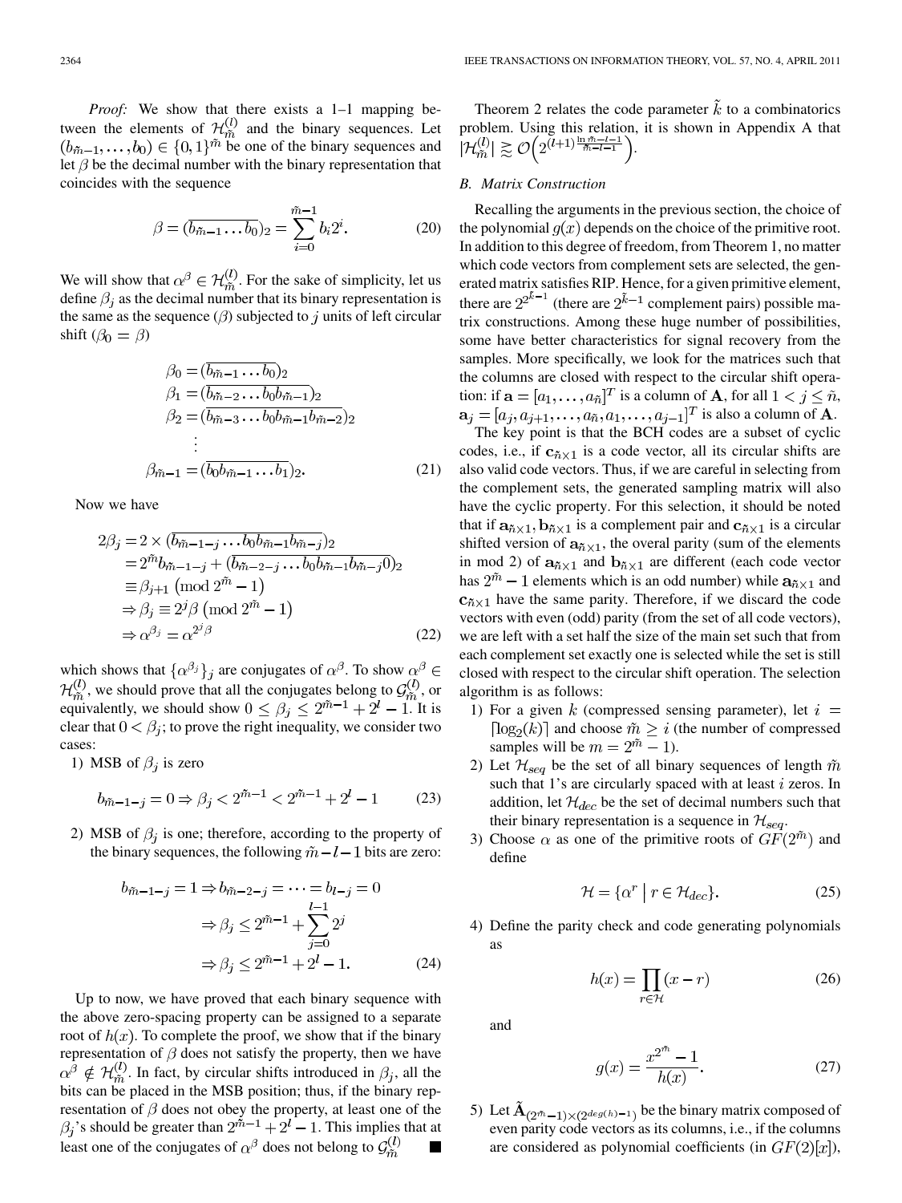*Proof:* We show that there exists a 1–1 mapping between the elements of $\mathcal{H}_{\tilde{m}}^{(l)}$ and the binary sequences. Let $(b_{\tilde{m}-1}, \ldots, b_0) \in \{0,1\}^{\tilde{m}}$ be one of the binary sequences and let $\beta$ be the decimal number with the binary representation that coincides with the sequence

$$\beta = (\overline{b_{\tilde{m}-1} \ldots b_0})_2 = \sum_{i=0}^{\tilde{m}-1} b_i 2^i. \tag{20}$$

We will show that $\alpha^{\beta} \in \mathcal{H}_{\tilde{m}}^{(l)}$. For the sake of simplicity, let us define $\beta_j$ as the decimal number that its binary representation is the same as the sequence $(\beta)$ subjected to $j$ units of left circular shift $(\beta_0 = \beta)$

$$\begin{aligned}
\beta_0 &= (\overline{b_{\tilde{m}-1} \ldots b_0})_2 \\
\beta_1 &= (\overline{b_{\tilde{m}-2} \ldots b_0 b_{\tilde{m}-1}})_2 \\
\beta_2 &= (\overline{b_{\tilde{m}-3} \ldots b_0 b_{\tilde{m}-1} b_{\tilde{m}-2}})_2 \\
&\vdots \\
\beta_{\tilde{m}-1} &= (\overline{b_0 b_{\tilde{m}-1} \ldots b_1})_2.
\end{aligned} \tag{21}$$

Now we have

$$\begin{aligned}
2\beta_j &= 2 \times (\overline{b_{\tilde{m}-1-j} \ldots b_0 b_{\tilde{m}-1} b_{\tilde{m}-j}})_2 \\
&= 2^{\tilde{m}} b_{\tilde{m}-1-j} + (\overline{b_{\tilde{m}-2-j} \ldots b_0 b_{\tilde{m}-1} b_{\tilde{m}-j} 0})_2 \\
&\equiv \beta_{j+1} \pmod{2^{\tilde{m}} - 1} \\
&\Rightarrow \beta_j \equiv 2^j \beta \pmod{2^{\tilde{m}} - 1} \\
&\Rightarrow \alpha^{\beta_j} = \alpha^{2^j \beta}
\end{aligned} \tag{22}$$

which shows that $\{\alpha^{\beta_j}\}_j$ are conjugates of $\alpha^{\beta}$. To show $\alpha^{\beta} \in \mathcal{H}_{\tilde{m}}^{(l)}$, we should prove that all the conjugates belong to $\mathcal{G}_{\tilde{m}}^{(l)}$, or equivalently, we should show $0 \leq \beta_j \leq 2^{\tilde{m}-1} + 2^l - 1$. It is clear that $0 < \beta_j$; to prove the right inequality, we consider two cases:

1) MSB of $\beta_j$ is zero

$$b_{\tilde{m}-1-j} = 0 \Rightarrow \beta_j < 2^{\tilde{m}-1} < 2^{\tilde{m}-1} + 2^l - 1 \tag{23}$$

2) MSB of $\beta_j$ is one; therefore, according to the property of the binary sequences, the following $\tilde{m} - l - 1$ bits are zero:

$$\begin{aligned}
b_{\tilde{m}-1-j} = 1 \Rightarrow b_{\tilde{m}-2-j} &= \cdots = b_{l-j} = 0 \\
\Rightarrow \beta_j &\leq 2^{\tilde{m}-1} + \sum_{j=0}^{l-1} 2^j \\
\Rightarrow \beta_j &\leq 2^{\tilde{m}-1} + 2^l - 1.
\end{aligned} \tag{24}$$

Up to now, we have proved that each binary sequence with the above zero-spacing property can be assigned to a separate root of $h(x)$. To complete the proof, we show that if the binary representation of $\beta$ does not satisfy the property, then we have $\alpha^{\beta} \notin \mathcal{H}_{\tilde{m}}^{(l)}$. In fact, by circular shifts introduced in $\beta_j$, all the bits can be placed in the MSB position; thus, if the binary representation of $\beta$ does not obey the property, at least one of the $\beta_j$'s should be greater than $2^{\tilde{m}-1} + 2^l - 1$. This implies that at least one of the conjugates of $\alpha^{\beta}$ does not belong to $\mathcal{G}_{\tilde{m}}^{(l)}$ ∎

Theorem 2 relates the code parameter $\tilde{k}$ to a combinatorics problem. Using this relation, it is shown in Appendix A that $|\mathcal{H}_{\tilde{m}}^{(l)}| \gtrsim \mathcal{O}\left(2^{(l+1)\frac{\ln \tilde{m} - l - 1}{\tilde{m} - l - 1}}\right)$.

### *B. Matrix Construction*

Recalling the arguments in the previous section, the choice of the polynomial $g(x)$ depends on the choice of the primitive root. In addition to this degree of freedom, from Theorem 1, no matter which code vectors from complement sets are selected, the generated matrix satisfies RIP. Hence, for a given primitive element, there are $2^{2^{\tilde{k}-1}}$ (there are $2^{\tilde{k}-1}$ complement pairs) possible matrix constructions. Among these huge number of possibilities, some have better characteristics for signal recovery from the samples. More specifically, we look for the matrices such that the columns are closed with respect to the circular shift operation: if $\mathbf{a} = [a_1, \ldots, a_{\tilde{n}}]^T$ is a column of $\mathbf{A}$, for all $1 < j \leq \tilde{n}$, $\mathbf{a}_j = [a_j, a_{j+1}, \ldots, a_{\tilde{n}}, a_1, \ldots, a_{j-1}]^T$ is also a column of $\mathbf{A}$.

The key point is that the BCH codes are a subset of cyclic codes, i.e., if $\mathbf{c}_{\tilde{n} \times 1}$ is a code vector, all its circular shifts are also valid code vectors. Thus, if we are careful in selecting from the complement sets, the generated sampling matrix will also have the cyclic property. For this selection, it should be noted that if $\mathbf{a}_{\tilde{n} \times 1}, \mathbf{b}_{\tilde{n} \times 1}$ is a complement pair and $\mathbf{c}_{\tilde{n} \times 1}$ is a circular shifted version of $\mathbf{a}_{\tilde{n} \times 1}$, the overal parity (sum of the elements in mod 2) of $\mathbf{a}_{\tilde{n} \times 1}$ and $\mathbf{b}_{\tilde{n} \times 1}$ are different (each code vector has $2^{\tilde{m}} - 1$ elements which is an odd number) while $\mathbf{a}_{\tilde{n} \times 1}$ and $\mathbf{c}_{\tilde{n} \times 1}$ have the same parity. Therefore, if we discard the code vectors with even (odd) parity (from the set of all code vectors), we are left with a set half the size of the main set such that from each complement set exactly one is selected while the set is still closed with respect to the circular shift operation. The selection algorithm is as follows:

1) For a given $k$ (compressed sensing parameter), let $i = \lceil \log_2(k) \rceil$ and choose $\tilde{m} \geq i$ (the number of compressed samples will be $m = 2^{\tilde{m}} - 1$).

2) Let $\mathcal{H}_{seq}$ be the set of all binary sequences of length $\tilde{m}$ such that 1's are circularly spaced with at least $i$ zeros. In addition, let $\mathcal{H}_{dec}$ be the set of decimal numbers such that their binary representation is a sequence in $\mathcal{H}_{seq}$.

3) Choose $\alpha$ as one of the primitive roots of $GF(2^{\tilde{m}})$ and define

$$\mathcal{H} = \{\alpha^r \mid r \in \mathcal{H}_{dec}\}. \tag{25}$$

4) Define the parity check and code generating polynomials as

$$h(x) = \prod_{r \in \mathcal{H}} (x - r) \tag{26}$$

and

$$g(x) = \frac{x^{2^{\tilde{m}}} - 1}{h(x)}. \tag{27}$$

5) Let $\tilde{\mathbf{A}}_{(2^{\tilde{m}}-1) \times (2^{deg(h)}-1)}$ be the binary matrix composed of even parity code vectors as its columns, i.e., if the columns are considered as polynomial coefficients (in $GF(2)[x]$),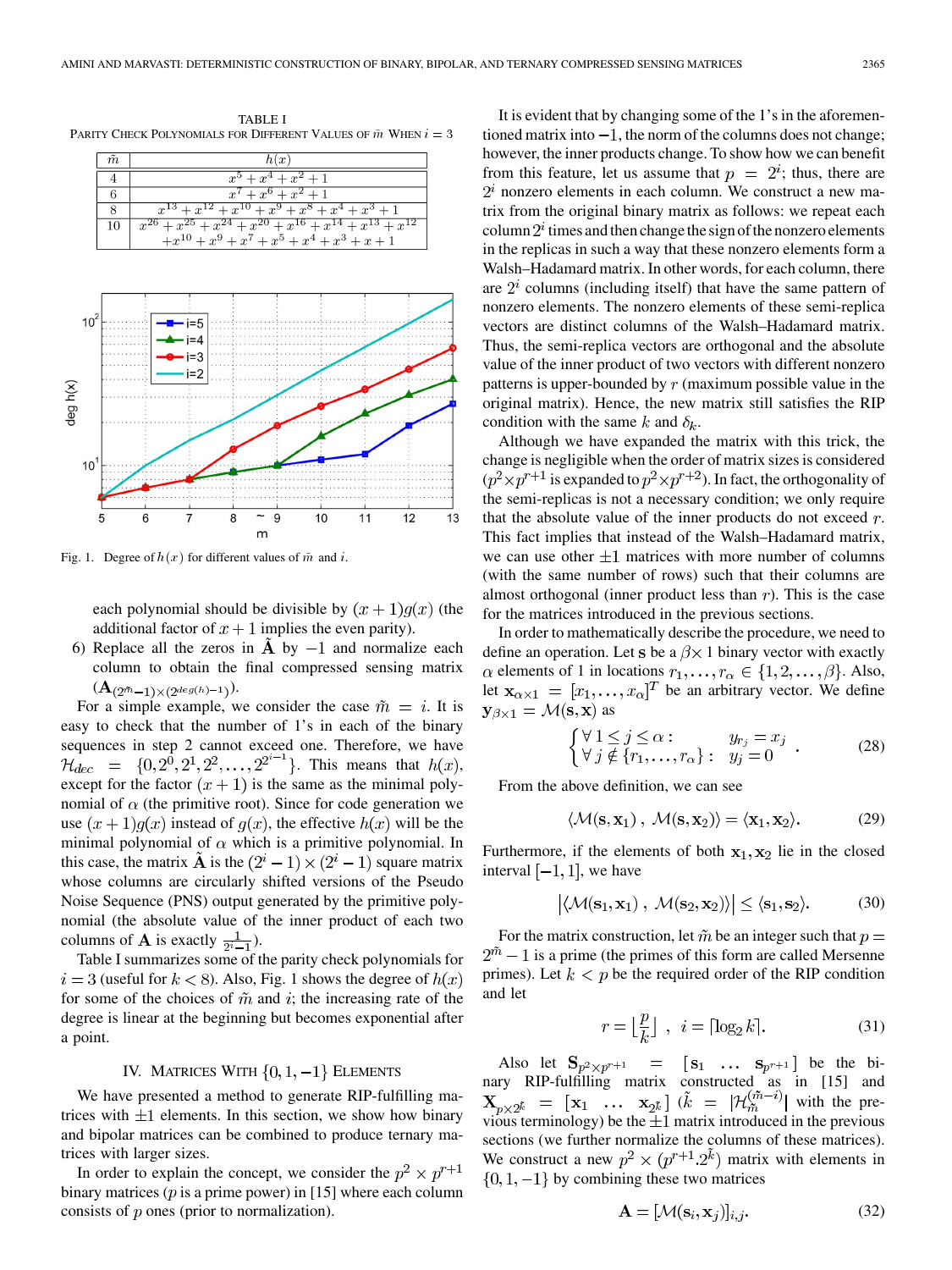TABLE I
PARITY CHECK POLYNOMIALS FOR DIFFERENT VALUES OF $\tilde{m}$ WHEN $i = 3$

| $\tilde{m}$ | $h(x)$ |
|---|---|
| 4 | $x^5 + x^4 + x^2 + 1$ |
| 6 | $x^7 + x^6 + x^2 + 1$ |
| 8 | $x^{13} + x^{12} + x^{10} + x^9 + x^8 + x^4 + x^3 + 1$ |
| 10 | $x^{26} + x^{25} + x^{24} + x^{20} + x^{16} + x^{14} + x^{13} + x^{12} + x^{10} + x^9 + x^7 + x^5 + x^4 + x^3 + x + 1$ |

Fig. 1. Degree of $h(x)$ for different values of $\tilde{m}$ and $i$.

each polynomial should be divisible by $(x+1)g(x)$ (the additional factor of $x+1$ implies the even parity).

6) Replace all the zeros in $\tilde{\mathbf{A}}$ by $-1$ and normalize each column to obtain the final compressed sensing matrix $(\mathbf{A}_{(2^{\tilde{m}}-1)\times(2^{deg(h)}-1)})$.

For a simple example, we consider the case $\tilde{m} = i$. It is easy to check that the number of 1's in each of the binary sequences in step 2 cannot exceed one. Therefore, we have $\mathcal{H}_{dec} = \{0, 2^0, 2^1, 2^2, \ldots, 2^{2^{i-1}}\}$. This means that $h(x)$, except for the factor $(x+1)$ is the same as the minimal polynomial of $\alpha$ (the primitive root). Since for code generation we use $(x+1)g(x)$ instead of $g(x)$, the effective $h(x)$ will be the minimal polynomial of $\alpha$ which is a primitive polynomial. In this case, the matrix $\tilde{\mathbf{A}}$ is the $(2^i-1)\times(2^i-1)$ square matrix whose columns are circularly shifted versions of the Pseudo Noise Sequence (PNS) output generated by the primitive polynomial (the absolute value of the inner product of each two columns of $\mathbf{A}$ is exactly $\frac{1}{2^i-1}$).

Table I summarizes some of the parity check polynomials for $i = 3$ (useful for $k < 8$). Also, Fig. 1 shows the degree of $h(x)$ for some of the choices of $\tilde{m}$ and $i$; the increasing rate of the degree is linear at the beginning but becomes exponential after a point.

## IV. MATRICES WITH $\{0, 1, -1\}$ ELEMENTS

We have presented a method to generate RIP-fulfilling matrices with $\pm 1$ elements. In this section, we show how binary and bipolar matrices can be combined to produce ternary matrices with larger sizes.

In order to explain the concept, we consider the $p^2 \times p^{r+1}$ binary matrices ($p$ is a prime power) in [15] where each column consists of $p$ ones (prior to normalization).

It is evident that by changing some of the 1's in the aforementioned matrix into $-1$, the norm of the columns does not change; however, the inner products change. To show how we can benefit from this feature, let us assume that $p = 2^i$; thus, there are $2^i$ nonzero elements in each column. We construct a new matrix from the original binary matrix as follows: we repeat each column $2^i$ times and then change the sign of the nonzero elements in the replicas in such a way that these nonzero elements form a Walsh–Hadamard matrix. In other words, for each column, there are $2^i$ columns (including itself) that have the same pattern of nonzero elements. The nonzero elements of these semi-replica vectors are distinct columns of the Walsh–Hadamard matrix. Thus, the semi-replica vectors are orthogonal and the absolute value of the inner product of two vectors with different nonzero patterns is upper-bounded by $r$ (maximum possible value in the original matrix). Hence, the new matrix still satisfies the RIP condition with the same $k$ and $\delta_k$.

Although we have expanded the matrix with this trick, the change is negligible when the order of matrix sizes is considered ($p^2 \times p^{r+1}$ is expanded to $p^2 \times p^{r+2}$). In fact, the orthogonality of the semi-replicas is not a necessary condition; we only require that the absolute value of the inner products do not exceed $r$. This fact implies that instead of the Walsh–Hadamard matrix, we can use other $\pm 1$ matrices with more number of columns (with the same number of rows) such that their columns are almost orthogonal (inner product less than $r$). This is the case for the matrices introduced in the previous sections.

In order to mathematically describe the procedure, we need to define an operation. Let $\mathbf{s}$ be a $\beta \times 1$ binary vector with exactly $\alpha$ elements of 1 in locations $r_1, \ldots, r_\alpha \in \{1, 2, \ldots, \beta\}$. Also, let $\mathbf{x}_{\alpha\times 1} = [x_1, \ldots, x_\alpha]^T$ be an arbitrary vector. We define $\mathbf{y}_{\beta\times 1} = \mathcal{M}(\mathbf{s}, \mathbf{x})$ as

$$\begin{cases} \forall\, 1 \leq j \leq \alpha: & y_{r_j} = x_j \\ \forall\, j \notin \{r_1, \ldots, r_\alpha\}: & y_j = 0 \end{cases}. \tag{28}$$

From the above definition, we can see

$$\langle \mathcal{M}(\mathbf{s}, \mathbf{x}_1),\ \mathcal{M}(\mathbf{s}, \mathbf{x}_2) \rangle = \langle \mathbf{x}_1, \mathbf{x}_2 \rangle. \tag{29}$$

Furthermore, if the elements of both $\mathbf{x}_1, \mathbf{x}_2$ lie in the closed interval $[-1, 1]$, we have

$$\left| \langle \mathcal{M}(\mathbf{s}_1, \mathbf{x}_1),\ \mathcal{M}(\mathbf{s}_2, \mathbf{x}_2) \rangle \right| \leq \langle \mathbf{s}_1, \mathbf{s}_2 \rangle. \tag{30}$$

For the matrix construction, let $\tilde{m}$ be an integer such that $p = 2^{\tilde{m}} - 1$ is a prime (the primes of this form are called Mersenne primes). Let $k < p$ be the required order of the RIP condition and let

$$r = \left\lfloor \frac{p}{k} \right\rfloor, \quad i = \lceil \log_2 k \rceil. \tag{31}$$

Also let $\mathbf{S}_{p^2\times p^{r+1}} = [\mathbf{s}_1 \ \ldots \ \mathbf{s}_{p^{r+1}}]$ be the binary RIP-fulfilling matrix constructed as in [15] and $\mathbf{X}_{p\times 2^{\tilde{k}}} = [\mathbf{x}_1 \ \ldots \ \mathbf{x}_{2^{\tilde{k}}}]$ ($\tilde{k} = |\mathcal{H}_{\tilde{m}}^{(\tilde{m}-i)}|$ with the previous terminology) be the $\pm 1$ matrix introduced in the previous sections (we further normalize the columns of these matrices). We construct a new $p^2 \times (p^{r+1}.2^{\tilde{k}})$ matrix with elements in $\{0, 1, -1\}$ by combining these two matrices

$$\mathbf{A} = [\mathcal{M}(\mathbf{s}_i, \mathbf{x}_j)]_{i,j}. \tag{32}$$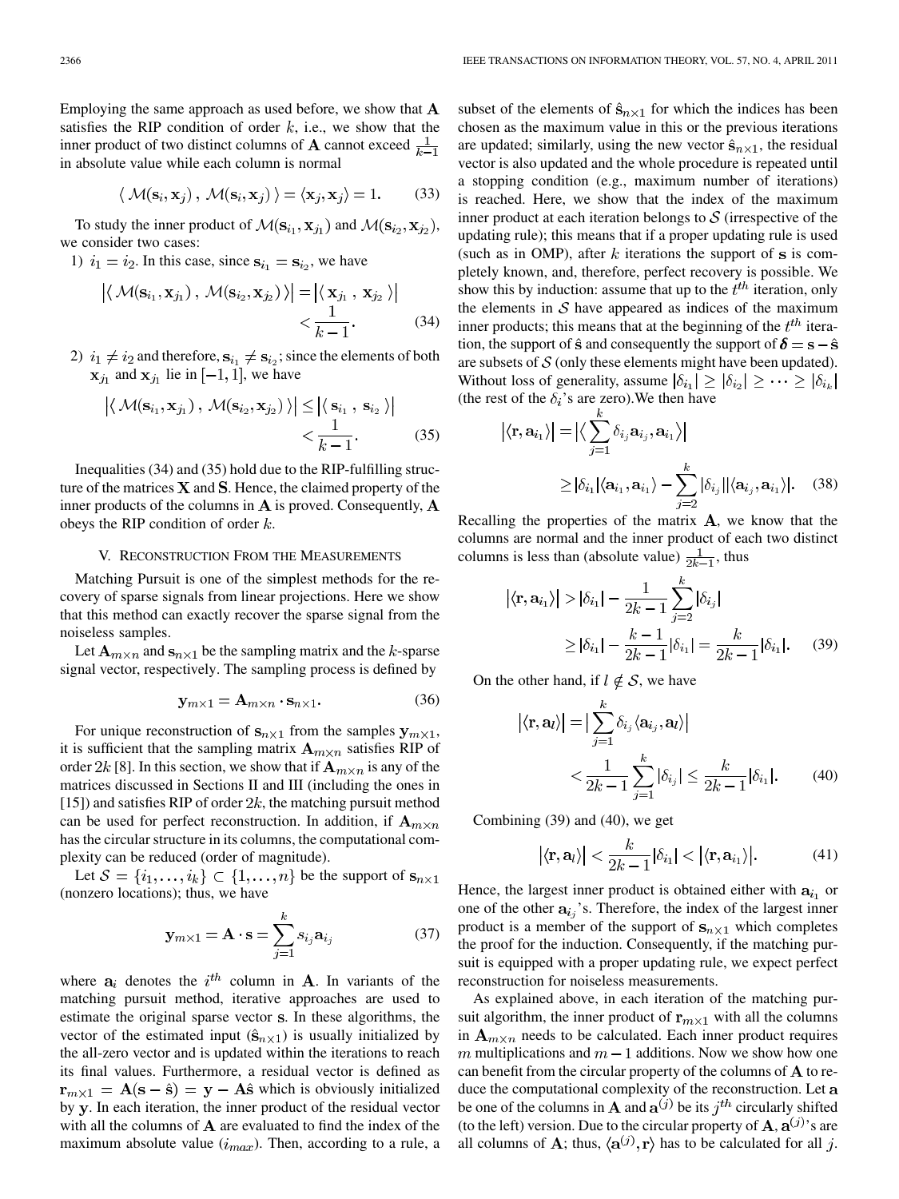Employing the same approach as used before, we show that $\mathbf{A}$ satisfies the RIP condition of order $k$, i.e., we show that the inner product of two distinct columns of $\mathbf{A}$ cannot exceed $\frac{1}{k-1}$ in absolute value while each column is normal

$$\langle\, \mathcal{M}(\mathbf{s}_i, \mathbf{x}_j)\,,\, \mathcal{M}(\mathbf{s}_i, \mathbf{x}_j)\,\rangle = \langle \mathbf{x}_j, \mathbf{x}_j \rangle = 1. \tag{33}$$

To study the inner product of $\mathcal{M}(\mathbf{s}_{i_1}, \mathbf{x}_{j_1})$ and $\mathcal{M}(\mathbf{s}_{i_2}, \mathbf{x}_{j_2})$, we consider two cases:

1) $i_1 = i_2$. In this case, since $\mathbf{s}_{i_1} = \mathbf{s}_{i_2}$, we have

$$\begin{aligned} \left|\langle\, \mathcal{M}(\mathbf{s}_{i_1}, \mathbf{x}_{j_1})\,,\, \mathcal{M}(\mathbf{s}_{i_2}, \mathbf{x}_{j_2})\,\rangle\right| &= \left|\langle\, \mathbf{x}_{j_1}\,,\, \mathbf{x}_{j_2}\,\rangle\right| \\ &< \frac{1}{k-1}. \end{aligned} \tag{34}$$

2) $i_1 \neq i_2$ and therefore, $\mathbf{s}_{i_1} \neq \mathbf{s}_{i_2}$; since the elements of both $\mathbf{x}_{j_1}$ and $\mathbf{x}_{j_1}$ lie in $[-1, 1]$, we have

$$\begin{aligned} \left|\langle\, \mathcal{M}(\mathbf{s}_{i_1}, \mathbf{x}_{j_1})\,,\, \mathcal{M}(\mathbf{s}_{i_2}, \mathbf{x}_{j_2})\,\rangle\right| &\leq \left|\langle\, \mathbf{s}_{i_1}\,,\, \mathbf{s}_{i_2}\,\rangle\right| \\ &< \frac{1}{k-1}. \end{aligned} \tag{35}$$

Inequalities (34) and (35) hold due to the RIP-fulfilling structure of the matrices $\mathbf{X}$ and $\mathbf{S}$. Hence, the claimed property of the inner products of the columns in $\mathbf{A}$ is proved. Consequently, $\mathbf{A}$ obeys the RIP condition of order $k$.

## V. Reconstruction From the Measurements

Matching Pursuit is one of the simplest methods for the recovery of sparse signals from linear projections. Here we show that this method can exactly recover the sparse signal from the noiseless samples.

Let $\mathbf{A}_{m\times n}$ and $\mathbf{s}_{n\times 1}$ be the sampling matrix and the $k$-sparse signal vector, respectively. The sampling process is defined by

$$\mathbf{y}_{m\times 1} = \mathbf{A}_{m\times n} \cdot \mathbf{s}_{n\times 1}. \tag{36}$$

For unique reconstruction of $\mathbf{s}_{n\times 1}$ from the samples $\mathbf{y}_{m\times 1}$, it is sufficient that the sampling matrix $\mathbf{A}_{m\times n}$ satisfies RIP of order $2k$ [8]. In this section, we show that if $\mathbf{A}_{m\times n}$ is any of the matrices discussed in Sections II and III (including the ones in [15]) and satisfies RIP of order $2k$, the matching pursuit method can be used for perfect reconstruction. In addition, if $\mathbf{A}_{m\times n}$ has the circular structure in its columns, the computational complexity can be reduced (order of magnitude).

Let $\mathcal{S} = \{i_1, \ldots, i_k\} \subset \{1, \ldots, n\}$ be the support of $\mathbf{s}_{n\times 1}$ (nonzero locations); thus, we have

$$\mathbf{y}_{m\times 1} = \mathbf{A}\cdot\mathbf{s} = \sum_{j=1}^{k} s_{i_j}\mathbf{a}_{i_j} \tag{37}$$

where $\mathbf{a}_i$ denotes the $i^{th}$ column in $\mathbf{A}$. In variants of the matching pursuit method, iterative approaches are used to estimate the original sparse vector $\mathbf{s}$. In these algorithms, the vector of the estimated input ($\hat{\mathbf{s}}_{n\times 1}$) is usually initialized by the all-zero vector and is updated within the iterations to reach its final values. Furthermore, a residual vector is defined as $\mathbf{r}_{m\times 1} = \mathbf{A}(\mathbf{s} - \hat{\mathbf{s}}) = \mathbf{y} - \mathbf{A}\hat{\mathbf{s}}$ which is obviously initialized by $\mathbf{y}$. In each iteration, the inner product of the residual vector with all the columns of $\mathbf{A}$ are evaluated to find the index of the maximum absolute value ($i_{max}$). Then, according to a rule, a subset of the elements of $\hat{\mathbf{s}}_{n\times 1}$ for which the indices has been chosen as the maximum value in this or the previous iterations are updated; similarly, using the new vector $\hat{\mathbf{s}}_{n\times 1}$, the residual vector is also updated and the whole procedure is repeated until a stopping condition (e.g., maximum number of iterations) is reached. Here, we show that the index of the maximum inner product at each iteration belongs to $\mathcal{S}$ (irrespective of the updating rule); this means that if a proper updating rule is used (such as in OMP), after $k$ iterations the support of $\mathbf{s}$ is completely known, and, therefore, perfect recovery is possible. We show this by induction: assume that up to the $t^{th}$ iteration, only the elements in $\mathcal{S}$ have appeared as indices of the maximum inner products; this means that at the beginning of the $t^{th}$ iteration, the support of $\hat{\mathbf{s}}$ and consequently the support of $\boldsymbol{\delta} = \mathbf{s} - \hat{\mathbf{s}}$ are subsets of $\mathcal{S}$ (only these elements might have been updated). Without loss of generality, assume $|\delta_{i_1}| \geq |\delta_{i_2}| \geq \cdots \geq |\delta_{i_k}|$ (the rest of the $\delta_i$'s are zero).We then have

$$\begin{aligned} \left|\langle \mathbf{r}, \mathbf{a}_{i_1}\rangle\right| &= \left|\Big\langle \sum_{j=1}^{k} \delta_{i_j}\mathbf{a}_{i_j}, \mathbf{a}_{i_1}\Big\rangle\right| \\ &\geq |\delta_{i_1}|\langle \mathbf{a}_{i_1}, \mathbf{a}_{i_1}\rangle - \sum_{j=2}^{k} |\delta_{i_j}||\langle \mathbf{a}_{i_j}, \mathbf{a}_{i_1}\rangle|. \end{aligned} \tag{38}$$

Recalling the properties of the matrix $\mathbf{A}$, we know that the columns are normal and the inner product of each two distinct columns is less than (absolute value) $\frac{1}{2k-1}$, thus

$$\begin{aligned} \left|\langle \mathbf{r}, \mathbf{a}_{i_1}\rangle\right| &> |\delta_{i_1}| - \frac{1}{2k-1}\sum_{j=2}^{k}|\delta_{i_j}| \\ &\geq |\delta_{i_1}| - \frac{k-1}{2k-1}|\delta_{i_1}| = \frac{k}{2k-1}|\delta_{i_1}|. \end{aligned} \tag{39}$$

On the other hand, if $l \notin \mathcal{S}$, we have

$$\begin{aligned} \left|\langle \mathbf{r}, \mathbf{a}_l\rangle\right| &= \Big|\sum_{j=1}^{k} \delta_{i_j}\langle \mathbf{a}_{i_j}, \mathbf{a}_l\rangle\Big| \\ &< \frac{1}{2k-1}\sum_{j=1}^{k}|\delta_{i_j}| \leq \frac{k}{2k-1}|\delta_{i_1}|. \end{aligned} \tag{40}$$

Combining (39) and (40), we get

$$\left|\langle \mathbf{r}, \mathbf{a}_l\rangle\right| < \frac{k}{2k-1}|\delta_{i_1}| < \left|\langle \mathbf{r}, \mathbf{a}_{i_1}\rangle\right|. \tag{41}$$

Hence, the largest inner product is obtained either with $\mathbf{a}_{i_1}$ or one of the other $\mathbf{a}_{i_j}$'s. Therefore, the index of the largest inner product is a member of the support of $\mathbf{s}_{n\times 1}$ which completes the proof for the induction. Consequently, if the matching pursuit is equipped with a proper updating rule, we expect perfect reconstruction for noiseless measurements.

As explained above, in each iteration of the matching pursuit algorithm, the inner product of $\mathbf{r}_{m\times 1}$ with all the columns in $\mathbf{A}_{m\times n}$ needs to be calculated. Each inner product requires $m$ multiplications and $m-1$ additions. Now we show how one can benefit from the circular property of the columns of $\mathbf{A}$ to reduce the computational complexity of the reconstruction. Let $\mathbf{a}$ be one of the columns in $\mathbf{A}$ and $\mathbf{a}^{(j)}$ be its $j^{th}$ circularly shifted (to the left) version. Due to the circular property of $\mathbf{A}$, $\mathbf{a}^{(j)}$'s are all columns of $\mathbf{A}$; thus, $\langle \mathbf{a}^{(j)}, \mathbf{r}\rangle$ has to be calculated for all $j$.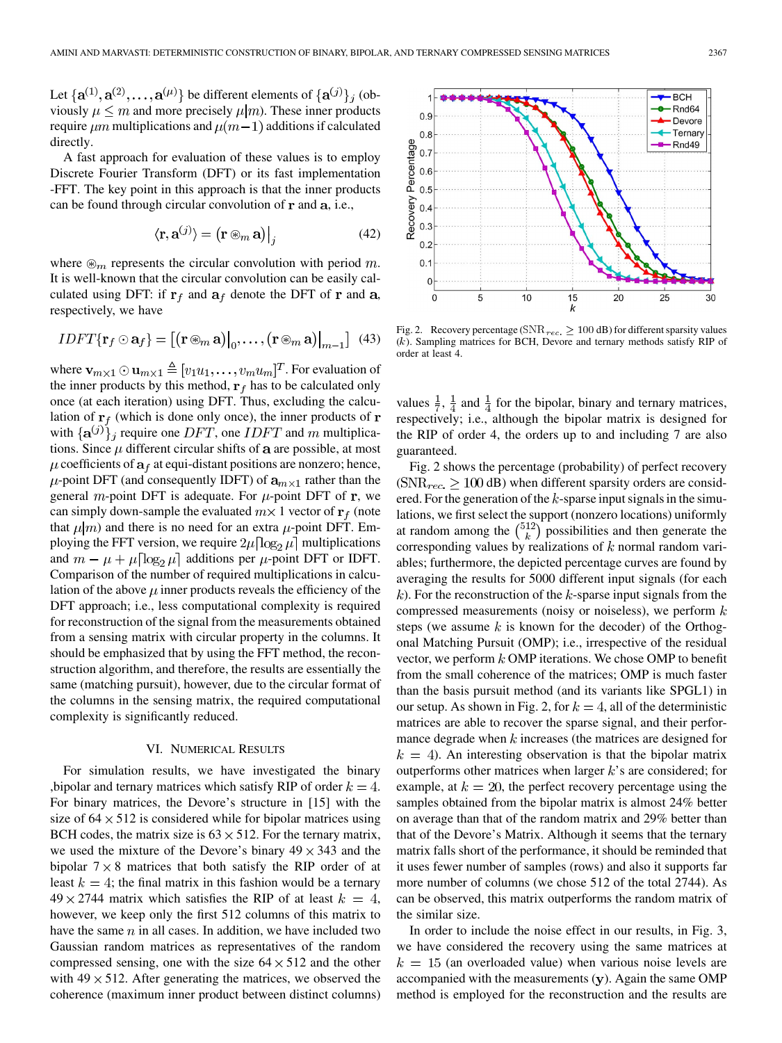Let $\{\mathbf{a}^{(1)}, \mathbf{a}^{(2)}, \ldots, \mathbf{a}^{(\mu)}\}$ be different elements of $\{\mathbf{a}^{(j)}\}_j$ (obviously $\mu \leq m$ and more precisely $\mu | m$). These inner products require $\mu m$ multiplications and $\mu(m-1)$ additions if calculated directly.

A fast approach for evaluation of these values is to employ Discrete Fourier Transform (DFT) or its fast implementation -FFT. The key point in this approach is that the inner products can be found through circular convolution of $\mathbf{r}$ and $\mathbf{a}$, i.e.,

$$\langle \mathbf{r}, \mathbf{a}^{(j)} \rangle = \left(\mathbf{r} \circledast_m \mathbf{a}\right)\big|_j \tag{42}$$

where $\circledast_m$ represents the circular convolution with period $m$. It is well-known that the circular convolution can be easily calculated using DFT: if $\mathbf{r}_f$ and $\mathbf{a}_f$ denote the DFT of $\mathbf{r}$ and $\mathbf{a}$, respectively, we have

$$IDFT\{\mathbf{r}_f \odot \mathbf{a}_f\} = \left[\left(\mathbf{r} \circledast_m \mathbf{a}\right)\big|_0, \ldots, \left(\mathbf{r} \circledast_m \mathbf{a}\right)\big|_{m-1}\right] \tag{43}$$

where $\mathbf{v}_{m\times 1} \odot \mathbf{u}_{m\times 1} \triangleq [v_1 u_1, \ldots, v_m u_m]^T$. For evaluation of the inner products by this method, $\mathbf{r}_f$ has to be calculated only once (at each iteration) using DFT. Thus, excluding the calculation of $\mathbf{r}_f$ (which is done only once), the inner products of $\mathbf{r}$ with $\{\mathbf{a}^{(j)}\}_j$ require one $DFT$, one $IDFT$ and $m$ multiplications. Since $\mu$ different circular shifts of $\mathbf{a}$ are possible, at most $\mu$ coefficients of $\mathbf{a}_f$ at equi-distant positions are nonzero; hence, $\mu$-point DFT (and consequently IDFT) of $\mathbf{a}_{m\times 1}$ rather than the general $m$-point DFT is adequate. For $\mu$-point DFT of $\mathbf{r}$, we can simply down-sample the evaluated $m\times 1$ vector of $\mathbf{r}_f$ (note that $\mu|m$) and there is no need for an extra $\mu$-point DFT. Employing the FFT version, we require $2\mu\lceil\log_2 \mu\rceil$ multiplications and $m - \mu + \mu\lceil\log_2 \mu\rceil$ additions per $\mu$-point DFT or IDFT. Comparison of the number of required multiplications in calculation of the above $\mu$ inner products reveals the efficiency of the DFT approach; i.e., less computational complexity is required for reconstruction of the signal from the measurements obtained from a sensing matrix with circular property in the columns. It should be emphasized that by using the FFT method, the reconstruction algorithm, and therefore, the results are essentially the same (matching pursuit), however, due to the circular format of the columns in the sensing matrix, the required computational complexity is significantly reduced.

## VI. Numerical Results

For simulation results, we have investigated the binary ,bipolar and ternary matrices which satisfy RIP of order $k = 4$. For binary matrices, the Devore's structure in [15] with the size of $64 \times 512$ is considered while for bipolar matrices using BCH codes, the matrix size is $63 \times 512$. For the ternary matrix, we used the mixture of the Devore's binary $49 \times 343$ and the bipolar $7 \times 8$ matrices that both satisfy the RIP order of at least $k = 4$; the final matrix in this fashion would be a ternary $49 \times 2744$ matrix which satisfies the RIP of at least $k = 4$, however, we keep only the first 512 columns of this matrix to have the same $n$ in all cases. In addition, we have included two Gaussian random matrices as representatives of the random compressed sensing, one with the size $64 \times 512$ and the other with $49 \times 512$. After generating the matrices, we observed the coherence (maximum inner product between distinct columns) values $\frac{1}{7}$, $\frac{1}{4}$ and $\frac{1}{4}$ for the bipolar, binary and ternary matrices, respectively; i.e., although the bipolar matrix is designed for the RIP of order 4, the orders up to and including 7 are also guaranteed.

Fig. 2. Recovery percentage ($\mathrm{SNR}_{rec.} \geq 100$ dB) for different sparsity values ($k$). Sampling matrices for BCH, Devore and ternary methods satisfy RIP of order at least 4.

Fig. 2 shows the percentage (probability) of perfect recovery ($\mathrm{SNR}_{rec.} \geq 100$ dB) when different sparsity orders are considered. For the generation of the $k$-sparse input signals in the simulations, we first select the support (nonzero locations) uniformly at random among the $\binom{512}{k}$ possibilities and then generate the corresponding values by realizations of $k$ normal random variables; furthermore, the depicted percentage curves are found by averaging the results for 5000 different input signals (for each $k$). For the reconstruction of the $k$-sparse input signals from the compressed measurements (noisy or noiseless), we perform $k$ steps (we assume $k$ is known for the decoder) of the Orthogonal Matching Pursuit (OMP); i.e., irrespective of the residual vector, we perform $k$ OMP iterations. We chose OMP to benefit from the small coherence of the matrices; OMP is much faster than the basis pursuit method (and its variants like SPGL1) in our setup. As shown in Fig. 2, for $k = 4$, all of the deterministic matrices are able to recover the sparse signal, and their performance degrade when $k$ increases (the matrices are designed for $k = 4$). An interesting observation is that the bipolar matrix outperforms other matrices when larger $k$'s are considered; for example, at $k = 20$, the perfect recovery percentage using the samples obtained from the bipolar matrix is almost 24% better on average than that of the random matrix and 29% better than that of the Devore's Matrix. Although it seems that the ternary matrix falls short of the performance, it should be reminded that it uses fewer number of samples (rows) and also it supports far more number of columns (we chose 512 of the total 2744). As can be observed, this matrix outperforms the random matrix of the similar size.

In order to include the noise effect in our results, in Fig. 3, we have considered the recovery using the same matrices at $k = 15$ (an overloaded value) when various noise levels are accompanied with the measurements ($\mathbf{y}$). Again the same OMP method is employed for the reconstruction and the results are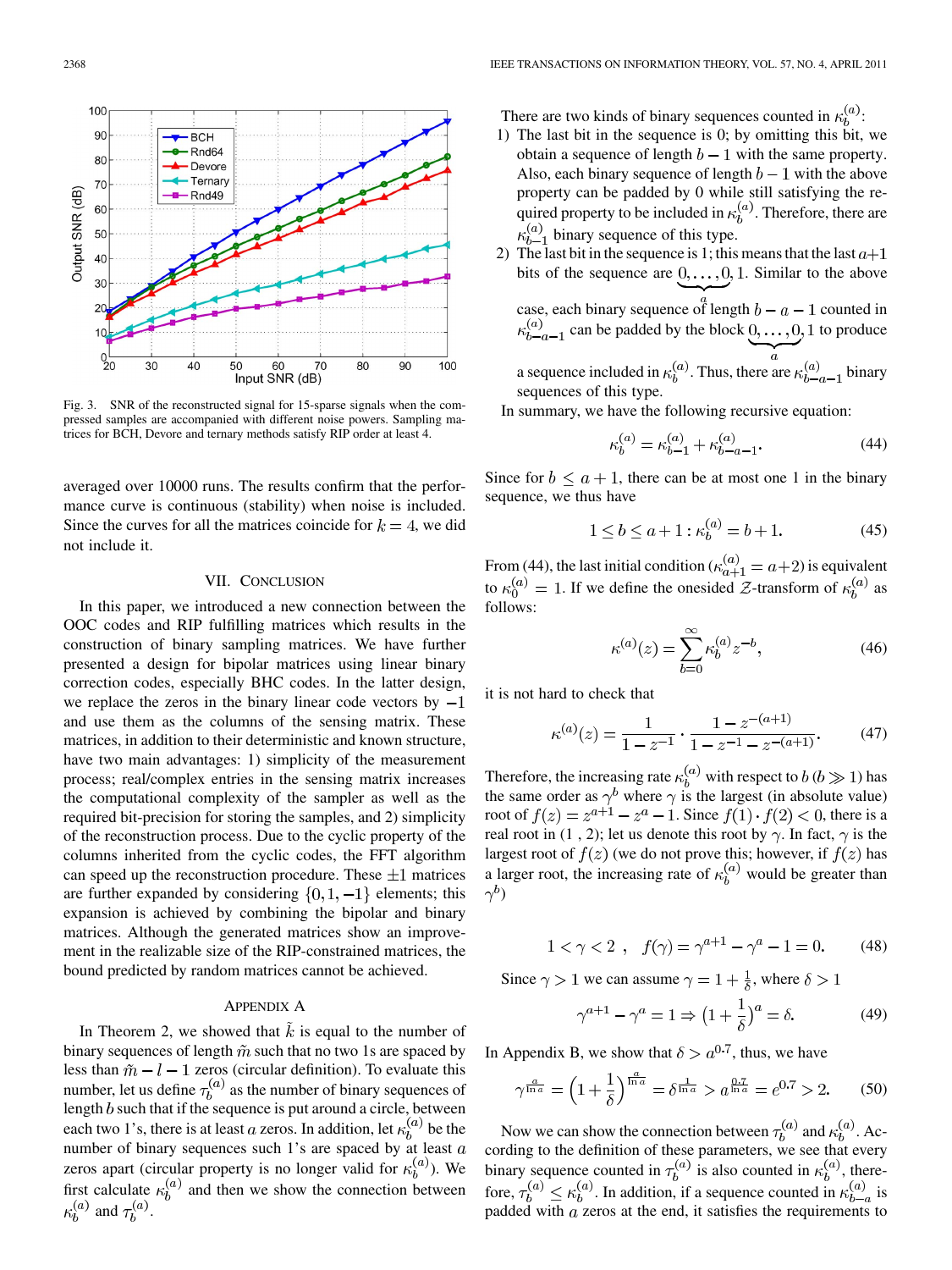Fig. 3. SNR of the reconstructed signal for 15-sparse signals when the compressed samples are accompanied with different noise powers. Sampling matrices for BCH, Devore and ternary methods satisfy RIP order at least 4.

averaged over 10000 runs. The results confirm that the performance curve is continuous (stability) when noise is included. Since the curves for all the matrices coincide for $k = 4$, we did not include it.

## VII. Conclusion

In this paper, we introduced a new connection between the OOC codes and RIP fulfilling matrices which results in the construction of binary sampling matrices. We have further presented a design for bipolar matrices using linear binary correction codes, especially BHC codes. In the latter design, we replace the zeros in the binary linear code vectors by $-1$ and use them as the columns of the sensing matrix. These matrices, in addition to their deterministic and known structure, have two main advantages: 1) simplicity of the measurement process; real/complex entries in the sensing matrix increases the computational complexity of the sampler as well as the required bit-precision for storing the samples, and 2) simplicity of the reconstruction process. Due to the cyclic property of the columns inherited from the cyclic codes, the FFT algorithm can speed up the reconstruction procedure. These $\pm 1$ matrices are further expanded by considering $\{0, 1, -1\}$ elements; this expansion is achieved by combining the bipolar and binary matrices. Although the generated matrices show an improvement in the realizable size of the RIP-constrained matrices, the bound predicted by random matrices cannot be achieved.

## Appendix A

In Theorem 2, we showed that $\tilde{k}$ is equal to the number of binary sequences of length $\tilde{m}$ such that no two 1s are spaced by less than $\tilde{m} - l - 1$ zeros (circular definition). To evaluate this number, let us define $\tau_b^{(a)}$ as the number of binary sequences of length $b$ such that if the sequence is put around a circle, between each two 1's, there is at least $a$ zeros. In addition, let $\kappa_b^{(a)}$ be the number of binary sequences such 1's are spaced by at least $a$ zeros apart (circular property is no longer valid for $\kappa_b^{(a)}$). We first calculate $\kappa_b^{(a)}$ and then we show the connection between $\kappa_b^{(a)}$ and $\tau_b^{(a)}$.

There are two kinds of binary sequences counted in $\kappa_b^{(a)}$:

1) The last bit in the sequence is 0; by omitting this bit, we obtain a sequence of length $b-1$ with the same property. Also, each binary sequence of length $b-1$ with the above property can be padded by 0 while still satisfying the required property to be included in $\kappa_b^{(a)}$. Therefore, there are $\kappa_{b-1}^{(a)}$ binary sequence of this type.
2) The last bit in the sequence is 1; this means that the last $a+1$ bits of the sequence are $\underbrace{0,\ldots,0}_{a},1$. Similar to the above case, each binary sequence of length $b-a-1$ counted in $\kappa_{b-a-1}^{(a)}$ can be padded by the block $\underbrace{0,\ldots,0}_{a},1$ to produce a sequence included in $\kappa_b^{(a)}$. Thus, there are $\kappa_{b-a-1}^{(a)}$ binary sequences of this type.

In summary, we have the following recursive equation:

$$\kappa_b^{(a)} = \kappa_{b-1}^{(a)} + \kappa_{b-a-1}^{(a)}. \tag{44}$$

Since for $b \leq a+1$, there can be at most one 1 in the binary sequence, we thus have

$$1 \leq b \leq a+1 : \kappa_b^{(a)} = b+1. \tag{45}$$

From (44), the last initial condition ($\kappa_{a+1}^{(a)} = a+2$) is equivalent to $\kappa_0^{(a)} = 1$. If we define the onesided $\mathcal{Z}$-transform of $\kappa_b^{(a)}$ as follows:

$$\kappa^{(a)}(z) = \sum_{b=0}^{\infty} \kappa_b^{(a)} z^{-b}, \tag{46}$$

it is not hard to check that

$$\kappa^{(a)}(z) = \frac{1}{1-z^{-1}} \cdot \frac{1-z^{-(a+1)}}{1-z^{-1}-z^{-(a+1)}}. \tag{47}$$

Therefore, the increasing rate $\kappa_b^{(a)}$ with respect to $b$ ($b \gg 1$) has the same order as $\gamma^b$ where $\gamma$ is the largest (in absolute value) root of $f(z) = z^{a+1} - z^a - 1$. Since $f(1) \cdot f(2) < 0$, there is a real root in (1 , 2); let us denote this root by $\gamma$. In fact, $\gamma$ is the largest root of $f(z)$ (we do not prove this; however, if $f(z)$ has a larger root, the increasing rate of $\kappa_b^{(a)}$ would be greater than $\gamma^b$)

$$1 < \gamma < 2 \ , \quad f(\gamma) = \gamma^{a+1} - \gamma^a - 1 = 0. \tag{48}$$

Since $\gamma > 1$ we can assume $\gamma = 1 + \frac{1}{\delta}$, where $\delta > 1$

$$\gamma^{a+1} - \gamma^a = 1 \Rightarrow \left(1 + \frac{1}{\delta}\right)^a = \delta. \tag{49}$$

In Appendix B, we show that $\delta > a^{0.7}$, thus, we have

$$\gamma^{\frac{a}{\ln a}} = \left(1 + \frac{1}{\delta}\right)^{\frac{a}{\ln a}} = \delta^{\frac{1}{\ln a}} > a^{\frac{0.7}{\ln a}} = e^{0.7} > 2. \tag{50}$$

Now we can show the connection between $\tau_b^{(a)}$ and $\kappa_b^{(a)}$. According to the definition of these parameters, we see that every binary sequence counted in $\tau_b^{(a)}$ is also counted in $\kappa_b^{(a)}$, therefore, $\tau_b^{(a)} \leq \kappa_b^{(a)}$. In addition, if a sequence counted in $\kappa_{b-a}^{(a)}$ is padded with $a$ zeros at the end, it satisfies the requirements to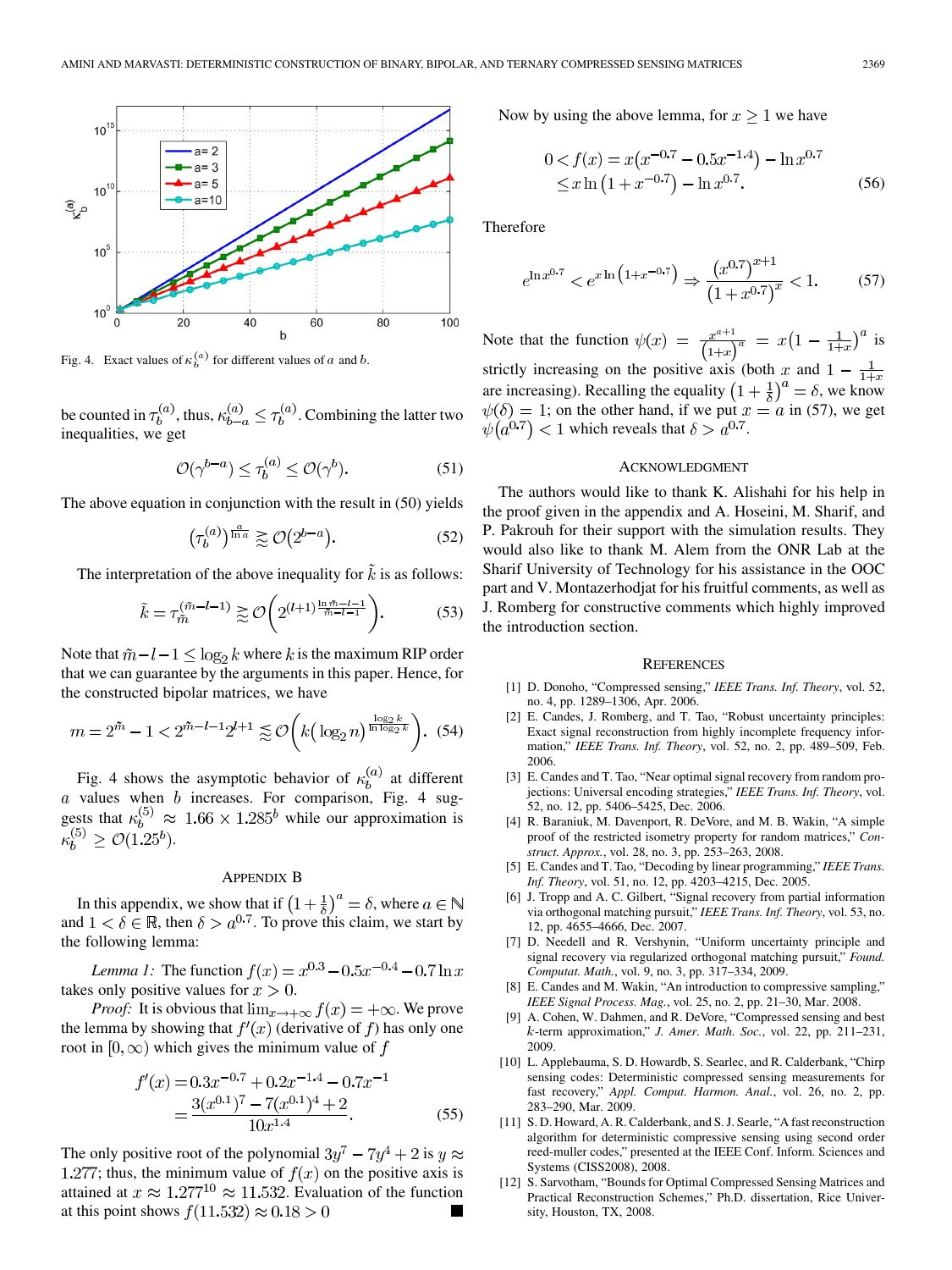Fig. 4. Exact values of $\kappa_b^{(a)}$ for different values of $a$ and $b$.

be counted in $\tau_b^{(a)}$, thus, $\kappa_{b-a}^{(a)} \leq \tau_b^{(a)}$. Combining the latter two inequalities, we get

$$\mathcal{O}(\gamma^{b-a}) \leq \tau_b^{(a)} \leq \mathcal{O}(\gamma^b). \tag{51}$$

The above equation in conjunction with the result in (50) yields

$$\left(\tau_b^{(a)}\right)^{\frac{a}{\ln a}} \gtrapprox \mathcal{O}(2^{b-a}). \tag{52}$$

The interpretation of the above inequality for $\tilde{k}$ is as follows:

$$\tilde{k} = \tau_{\tilde{m}}^{(\tilde{m}-l-1)} \gtrapprox \mathcal{O}\left(2^{(l+1)\frac{\ln \tilde{m}-l-1}{\tilde{m}-l-1}}\right). \tag{53}$$

Note that $\tilde{m}-l-1 \leq \log_2 k$ where $k$ is the maximum RIP order that we can guarantee by the arguments in this paper. Hence, for the constructed bipolar matrices, we have

$$m = 2^{\tilde{m}} - 1 < 2^{\tilde{m}-l-1}2^{l+1} \lessapprox \mathcal{O}\left(k\left(\log_2 n\right)^{\frac{\log_2 k}{\ln \log_2 k}}\right). \tag{54}$$

Fig. 4 shows the asymptotic behavior of $\kappa_b^{(a)}$ at different $a$ values when $b$ increases. For comparison, Fig. 4 suggests that $\kappa_b^{(5)} \approx 1.66 \times 1.285^b$ while our approximation is $\kappa_b^{(5)} \geq \mathcal{O}(1.25^b)$.

## Appendix B

In this appendix, we show that if $\left(1+\frac{1}{\delta}\right)^a = \delta$, where $a \in \mathbb{N}$ and $1 < \delta \in \mathbb{R}$, then $\delta > a^{0.7}$. To prove this claim, we start by the following lemma:

*Lemma 1:* The function $f(x) = x^{0.3} - 0.5x^{-0.4} - 0.7\ln x$ takes only positive values for $x > 0$.

*Proof:* It is obvious that $\lim_{x\to+\infty} f(x) = +\infty$. We prove the lemma by showing that $f'(x)$ (derivative of $f$) has only one root in $[0, \infty)$ which gives the minimum value of $f$

$$\begin{aligned} f'(x) &= 0.3x^{-0.7} + 0.2x^{-1.4} - 0.7x^{-1} \\ &= \frac{3(x^{0.1})^7 - 7(x^{0.1})^4 + 2}{10x^{1.4}}. \end{aligned} \tag{55}$$

The only positive root of the polynomial $3y^7 - 7y^4 + 2$ is $y \approx 1.277$; thus, the minimum value of $f(x)$ on the positive axis is attained at $x \approx 1.277^{10} \approx 11.532$. Evaluation of the function at this point shows $f(11.532) \approx 0.18 > 0$ ∎

Now by using the above lemma, for $x \geq 1$ we have

$$\begin{aligned} 0 < f(x) &= x\left(x^{-0.7} - 0.5x^{-1.4}\right) - \ln x^{0.7} \\ &\leq x\ln\left(1 + x^{-0.7}\right) - \ln x^{0.7}. \end{aligned} \tag{56}$$

Therefore

$$e^{\ln x^{0.7}} < e^{x\ln\left(1+x^{-0.7}\right)} \Rightarrow \frac{\left(x^{0.7}\right)^{x+1}}{\left(1+x^{0.7}\right)^x} < 1. \tag{57}$$

Note that the function $\psi(x) = \frac{x^{a+1}}{(1+x)^a} = x\left(1 - \frac{1}{1+x}\right)^a$ is strictly increasing on the positive axis (both $x$ and $1 - \frac{1}{1+x}$ are increasing). Recalling the equality $\left(1+\frac{1}{\delta}\right)^a = \delta$, we know $\psi(\delta) = 1$; on the other hand, if we put $x = a$ in (57), we get $\psi\left(a^{0.7}\right) < 1$ which reveals that $\delta > a^{0.7}$.

## Acknowledgment

The authors would like to thank K. Alishahi for his help in the proof given in the appendix and A. Hoseini, M. Sharif, and P. Pakrouh for their support with the simulation results. They would also like to thank M. Alem from the ONR Lab at the Sharif University of Technology for his assistance in the OOC part and V. Montazerhodjat for his fruitful comments, as well as J. Romberg for constructive comments which highly improved the introduction section.

## References

[1] D. Donoho, "Compressed sensing," *IEEE Trans. Inf. Theory*, vol. 52, no. 4, pp. 1289–1306, Apr. 2006.

[2] E. Candes, J. Romberg, and T. Tao, "Robust uncertainty principles: Exact signal reconstruction from highly incomplete frequency information," *IEEE Trans. Inf. Theory*, vol. 52, no. 2, pp. 489–509, Feb. 2006.

[3] E. Candes and T. Tao, "Near optimal signal recovery from random projections: Universal encoding strategies?," *IEEE Trans. Inf. Theory*, vol. 52, no. 12, pp. 5406–5425, Dec. 2006.

[4] R. Baraniuk, M. Davenport, R. DeVore, and M. B. Wakin, "A simple proof of the restricted isometry property for random matrices," *Construct. Approx.*, vol. 28, no. 3, pp. 253–263, 2008.

[5] E. Candes and T. Tao, "Decoding by linear programming," *IEEE Trans. Inf. Theory*, vol. 51, no. 12, pp. 4203–4215, Dec. 2005.

[6] J. Tropp and A. C. Gilbert, "Signal recovery from partial information via orthogonal matching pursuit," *IEEE Trans. Inf. Theory*, vol. 53, no. 12, pp. 4655–4666, Dec. 2007.

[7] D. Needell and R. Vershynin, "Uniform uncertainty principle and signal recovery via regularized orthogonal matching pursuit," *Found. Computat. Math.*, vol. 9, no. 3, pp. 317–334, 2009.

[8] E. Candes and M. Wakin, "An introduction to compressive sampling," *IEEE Signal Process. Mag.*, vol. 25, no. 2, pp. 21–30, Mar. 2008.

[9] A. Cohen, W. Dahmen, and R. DeVore, "Compressed sensing and best $k$-term approximation," *J. Amer. Math. Soc.*, vol. 22, pp. 211–231, 2009.

[10] L. Applebauma, S. D. Howardb, S. Searlec, and R. Calderbank, "Chirp sensing codes: Deterministic compressed sensing measurements for fast recovery," *Appl. Comput. Harmon. Anal.*, vol. 26, no. 2, pp. 283–290, Mar. 2009.

[11] S. D. Howard, A. R. Calderbank, and S. J. Searle, "A fast reconstruction algorithm for deterministic compressive sensing using second order reed-muller codes," presented at the IEEE Conf. Inform. Sciences and Systems (CISS2008), 2008.

[12] S. Sarvotham, "Bounds for Optimal Compressed Sensing Matrices and Practical Reconstruction Schemes," Ph.D. dissertation, Rice University, Houston, TX, 2008.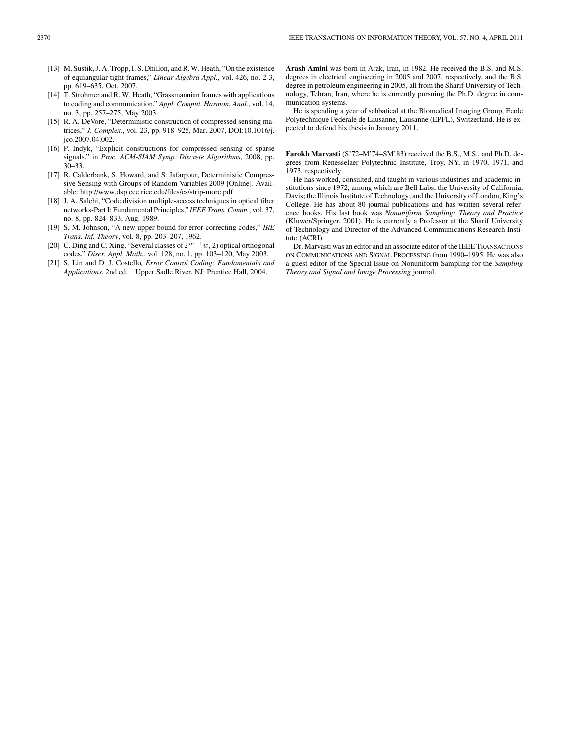[13] M. Sustik, J. A. Tropp, I. S. Dhillon, and R. W. Heath, "On the existence of equiangular tight frames," *Linear Algebra Appl.*, vol. 426, no. 2-3, pp. 619–635, Oct. 2007.

[14] T. Strohmer and R. W. Heath, "Grassmannian frames with applications to coding and communication," *Appl. Comput. Harmon. Anal.*, vol. 14, no. 3, pp. 257–275, May 2003.

[15] R. A. DeVore, "Deterministic construction of compressed sensing matrices," *J. Complex.*, vol. 23, pp. 918–925, Mar. 2007, DOI:10.1016/j.jco.2007.04.002.

[16] P. Indyk, "Explicit constructions for compressed sensing of sparse signals," in *Proc. ACM-SIAM Symp. Discrete Algorithms*, 2008, pp. 30–33.

[17] R. Calderbank, S. Howard, and S. Jafarpour, Deterministic Compressive Sensing with Groups of Random Variables 2009 [Online]. Available: http://www.dsp.ece.rice.edu/files/cs/strip-more.pdf

[18] J. A. Salehi, "Code division multiple-access techniques in optical fiber networks-Part I: Fundamental Principles," *IEEE Trans. Comm.*, vol. 37, no. 8, pp. 824–833, Aug. 1989.

[19] S. M. Johnson, "A new upper bound for error-correcting codes," *IRE Trans. Inf. Theory*, vol. 8, pp. 203–207, 1962.

[20] C. Ding and C. Xing, "Several classes of $(2^{m-1}w, 2)$ optical orthogonal codes," *Discr. Appl. Math.*, vol. 128, no. 1, pp. 103–120, May 2003.

[21] S. Lin and D. J. Costello, *Error Control Coding: Fundamentals and Applications*, 2nd ed. Upper Sadle River, NJ: Prentice Hall, 2004.

**Arash Amini** was born in Arak, Iran, in 1982. He received the B.S. and M.S. degrees in electrical engineering in 2005 and 2007, respectively, and the B.S. degree in petroleum engineering in 2005, all from the Sharif University of Technology, Tehran, Iran, where he is currently pursuing the Ph.D. degree in communication systems.

He is spending a year of sabbatical at the Biomedical Imaging Group, Ecole Polytechnique Federale de Lausanne, Lausanne (EPFL), Switzerland. He is expected to defend his thesis in January 2011.

**Farokh Marvasti** (S'72–M'74–SM'83) received the B.S., M.S., and Ph.D. degrees from Renesselaer Polytechnic Institute, Troy, NY, in 1970, 1971, and 1973, respectively.

He has worked, consulted, and taught in various industries and academic institutions since 1972, among which are Bell Labs; the University of California, Davis; the Illinois Institute of Technology; and the University of London, King's College. He has about 80 journal publications and has written several reference books. His last book was *Nonuniform Sampling: Theory and Practice* (Kluwer/Springer, 2001). He is currently a Professor at the Sharif University of Technology and Director of the Advanced Communications Research Institute (ACRI).

Dr. Marvasti was an editor and an associate editor of the IEEE TRANSACTIONS ON COMMUNICATIONS AND SIGNAL PROCESSING from 1990–1995. He was also a guest editor of the Special Issue on Nonuniform Sampling for the *Sampling Theory and Signal and Image Processing* journal.